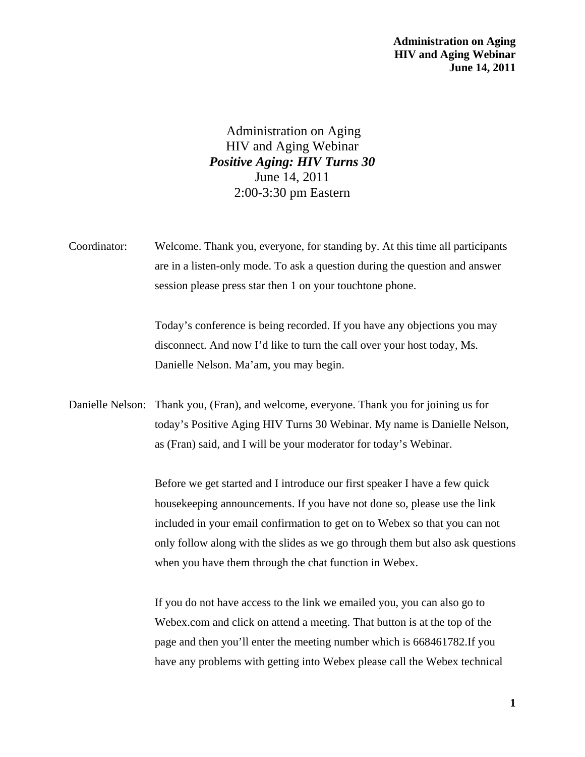# Administration on Aging
## HIV and Aging Webinar
### *Positive Aging: HIV Turns 30*
June 14, 2011
2:00-3:30 pm Eastern

Coordinator: Welcome. Thank you, everyone, for standing by. At this time all participants are in a listen-only mode. To ask a question during the question and answer session please press star then 1 on your touchtone phone.

Today's conference is being recorded. If you have any objections you may disconnect. And now I'd like to turn the call over your host today, Ms. Danielle Nelson. Ma'am, you may begin.

Danielle Nelson: Thank you, (Fran), and welcome, everyone. Thank you for joining us for today's Positive Aging HIV Turns 30 Webinar. My name is Danielle Nelson, as (Fran) said, and I will be your moderator for today's Webinar.

Before we get started and I introduce our first speaker I have a few quick housekeeping announcements. If you have not done so, please use the link included in your email confirmation to get on to Webex so that you can not only follow along with the slides as we go through them but also ask questions when you have them through the chat function in Webex.

If you do not have access to the link we emailed you, you can also go to Webex.com and click on attend a meeting. That button is at the top of the page and then you'll enter the meeting number which is 668461782.If you have any problems with getting into Webex please call the Webex technical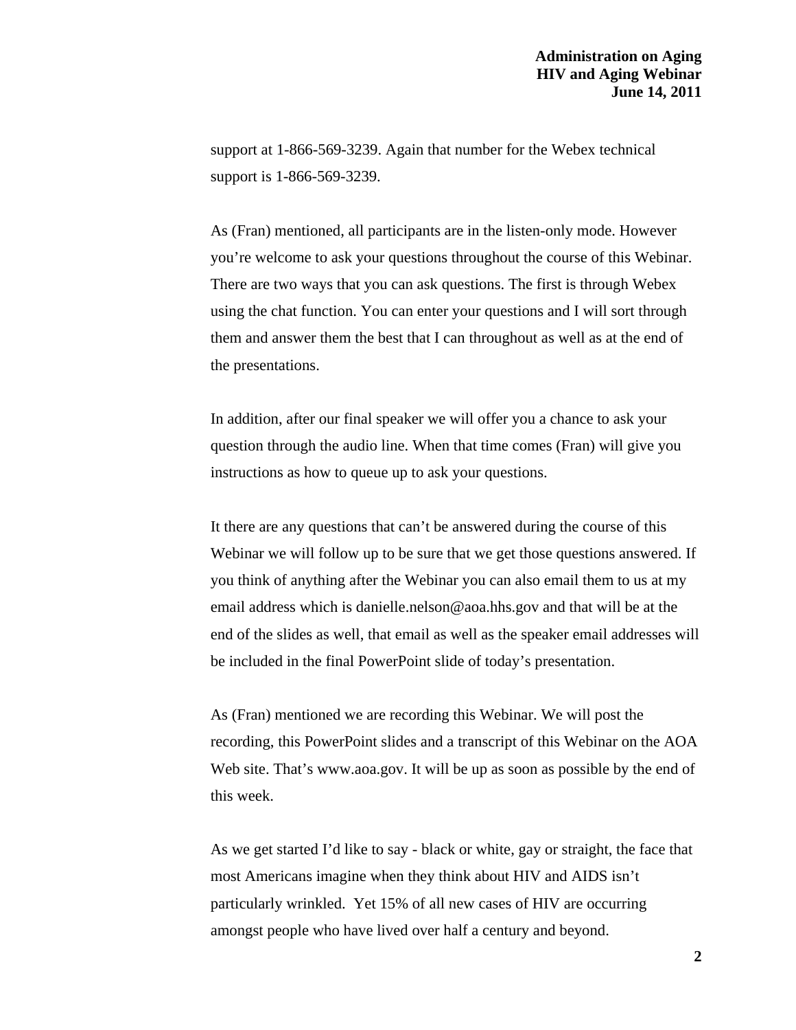support at 1-866-569-3239. Again that number for the Webex technical support is 1-866-569-3239.

As (Fran) mentioned, all participants are in the listen-only mode. However you're welcome to ask your questions throughout the course of this Webinar. There are two ways that you can ask questions. The first is through Webex using the chat function. You can enter your questions and I will sort through them and answer them the best that I can throughout as well as at the end of the presentations.

In addition, after our final speaker we will offer you a chance to ask your question through the audio line. When that time comes (Fran) will give you instructions as how to queue up to ask your questions.

It there are any questions that can't be answered during the course of this Webinar we will follow up to be sure that we get those questions answered. If you think of anything after the Webinar you can also email them to us at my email address which is danielle.nelson@aoa.hhs.gov and that will be at the end of the slides as well, that email as well as the speaker email addresses will be included in the final PowerPoint slide of today's presentation.

As (Fran) mentioned we are recording this Webinar. We will post the recording, this PowerPoint slides and a transcript of this Webinar on the AOA Web site. That's www.aoa.gov. It will be up as soon as possible by the end of this week.

As we get started I'd like to say - black or white, gay or straight, the face that most Americans imagine when they think about HIV and AIDS isn't particularly wrinkled. Yet 15% of all new cases of HIV are occurring amongst people who have lived over half a century and beyond.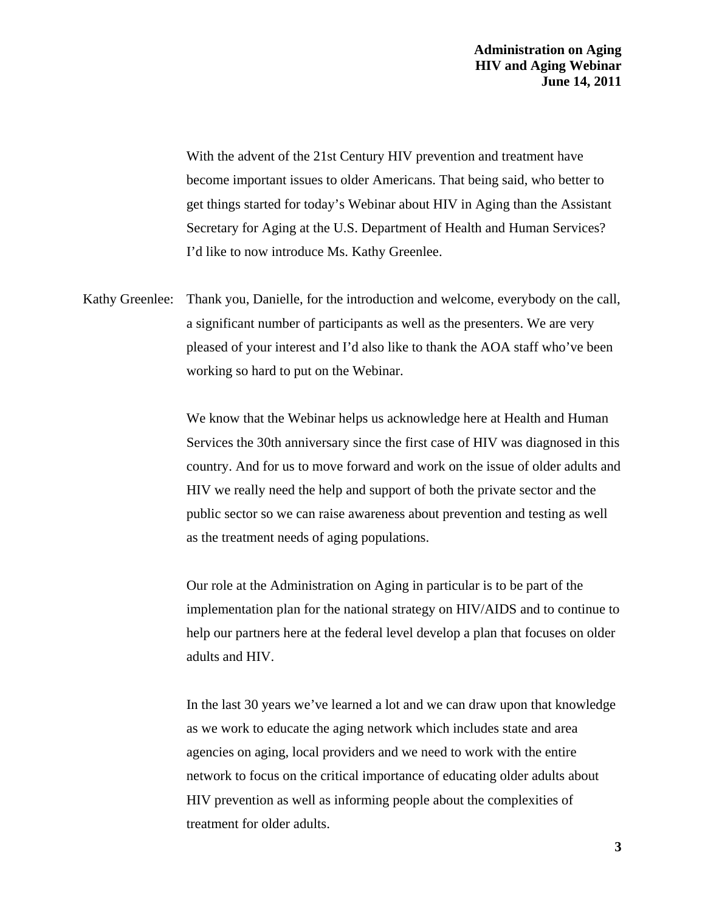With the advent of the 21st Century HIV prevention and treatment have become important issues to older Americans. That being said, who better to get things started for today's Webinar about HIV in Aging than the Assistant Secretary for Aging at the U.S. Department of Health and Human Services? I'd like to now introduce Ms. Kathy Greenlee.

Kathy Greenlee: Thank you, Danielle, for the introduction and welcome, everybody on the call, a significant number of participants as well as the presenters. We are very pleased of your interest and I'd also like to thank the AOA staff who've been working so hard to put on the Webinar.

We know that the Webinar helps us acknowledge here at Health and Human Services the 30th anniversary since the first case of HIV was diagnosed in this country. And for us to move forward and work on the issue of older adults and HIV we really need the help and support of both the private sector and the public sector so we can raise awareness about prevention and testing as well as the treatment needs of aging populations.

Our role at the Administration on Aging in particular is to be part of the implementation plan for the national strategy on HIV/AIDS and to continue to help our partners here at the federal level develop a plan that focuses on older adults and HIV.

In the last 30 years we've learned a lot and we can draw upon that knowledge as we work to educate the aging network which includes state and area agencies on aging, local providers and we need to work with the entire network to focus on the critical importance of educating older adults about HIV prevention as well as informing people about the complexities of treatment for older adults.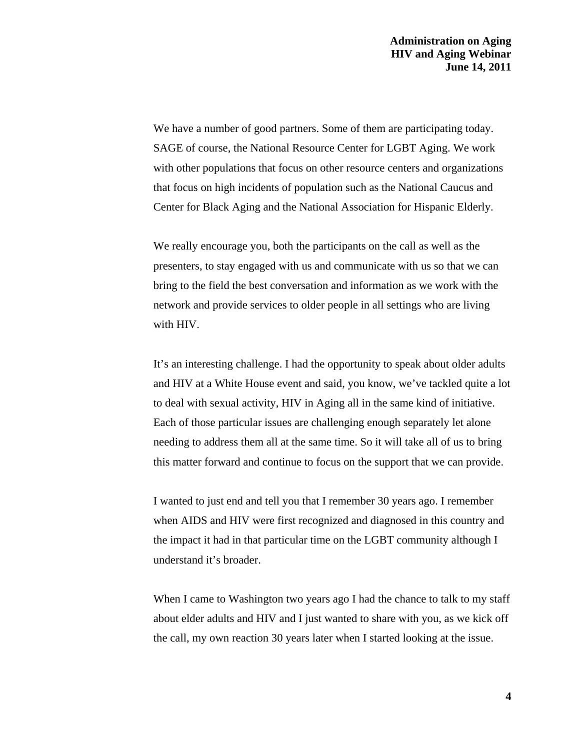We have a number of good partners. Some of them are participating today. SAGE of course, the National Resource Center for LGBT Aging. We work with other populations that focus on other resource centers and organizations that focus on high incidents of population such as the National Caucus and Center for Black Aging and the National Association for Hispanic Elderly.

We really encourage you, both the participants on the call as well as the presenters, to stay engaged with us and communicate with us so that we can bring to the field the best conversation and information as we work with the network and provide services to older people in all settings who are living with HIV.

It's an interesting challenge. I had the opportunity to speak about older adults and HIV at a White House event and said, you know, we've tackled quite a lot to deal with sexual activity, HIV in Aging all in the same kind of initiative. Each of those particular issues are challenging enough separately let alone needing to address them all at the same time. So it will take all of us to bring this matter forward and continue to focus on the support that we can provide.

I wanted to just end and tell you that I remember 30 years ago. I remember when AIDS and HIV were first recognized and diagnosed in this country and the impact it had in that particular time on the LGBT community although I understand it's broader.

When I came to Washington two years ago I had the chance to talk to my staff about elder adults and HIV and I just wanted to share with you, as we kick off the call, my own reaction 30 years later when I started looking at the issue.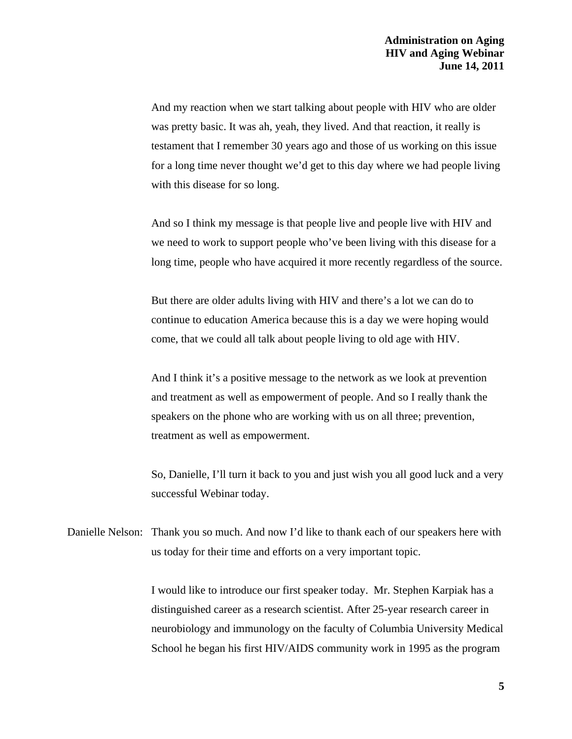And my reaction when we start talking about people with HIV who are older was pretty basic. It was ah, yeah, they lived. And that reaction, it really is testament that I remember 30 years ago and those of us working on this issue for a long time never thought we'd get to this day where we had people living with this disease for so long.

And so I think my message is that people live and people live with HIV and we need to work to support people who've been living with this disease for a long time, people who have acquired it more recently regardless of the source.

But there are older adults living with HIV and there's a lot we can do to continue to education America because this is a day we were hoping would come, that we could all talk about people living to old age with HIV.

And I think it's a positive message to the network as we look at prevention and treatment as well as empowerment of people. And so I really thank the speakers on the phone who are working with us on all three; prevention, treatment as well as empowerment.

So, Danielle, I'll turn it back to you and just wish you all good luck and a very successful Webinar today.

Danielle Nelson: Thank you so much. And now I'd like to thank each of our speakers here with us today for their time and efforts on a very important topic.

I would like to introduce our first speaker today. Mr. Stephen Karpiak has a distinguished career as a research scientist. After 25-year research career in neurobiology and immunology on the faculty of Columbia University Medical School he began his first HIV/AIDS community work in 1995 as the program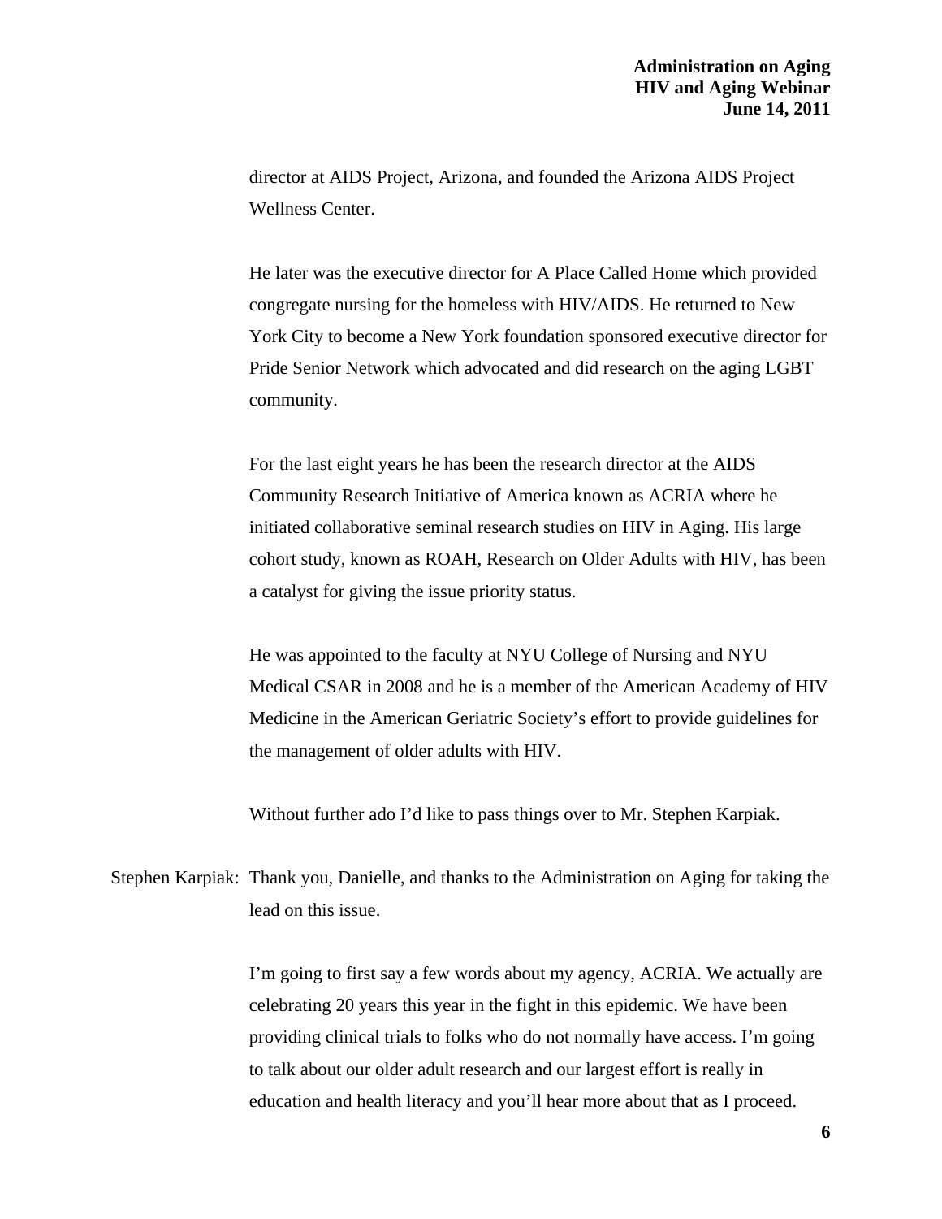director at AIDS Project, Arizona, and founded the Arizona AIDS Project Wellness Center.

He later was the executive director for A Place Called Home which provided congregate nursing for the homeless with HIV/AIDS. He returned to New York City to become a New York foundation sponsored executive director for Pride Senior Network which advocated and did research on the aging LGBT community.

For the last eight years he has been the research director at the AIDS Community Research Initiative of America known as ACRIA where he initiated collaborative seminal research studies on HIV in Aging. His large cohort study, known as ROAH, Research on Older Adults with HIV, has been a catalyst for giving the issue priority status.

He was appointed to the faculty at NYU College of Nursing and NYU Medical CSAR in 2008 and he is a member of the American Academy of HIV Medicine in the American Geriatric Society's effort to provide guidelines for the management of older adults with HIV.

Without further ado I'd like to pass things over to Mr. Stephen Karpiak.

Stephen Karpiak: Thank you, Danielle, and thanks to the Administration on Aging for taking the lead on this issue.

I'm going to first say a few words about my agency, ACRIA. We actually are celebrating 20 years this year in the fight in this epidemic. We have been providing clinical trials to folks who do not normally have access. I'm going to talk about our older adult research and our largest effort is really in education and health literacy and you'll hear more about that as I proceed.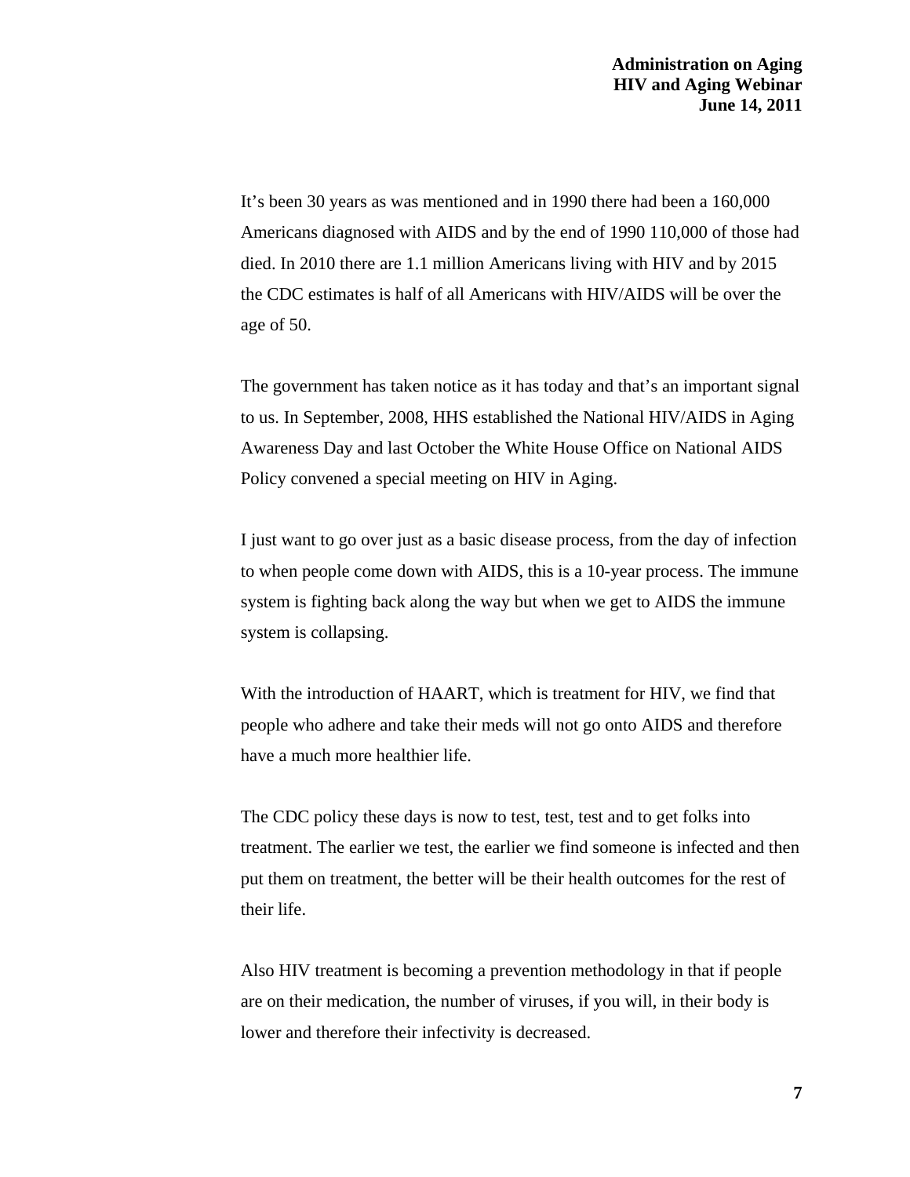It’s been 30 years as was mentioned and in 1990 there had been a 160,000 Americans diagnosed with AIDS and by the end of 1990 110,000 of those had died. In 2010 there are 1.1 million Americans living with HIV and by 2015 the CDC estimates is half of all Americans with HIV/AIDS will be over the age of 50.

The government has taken notice as it has today and that’s an important signal to us. In September, 2008, HHS established the National HIV/AIDS in Aging Awareness Day and last October the White House Office on National AIDS Policy convened a special meeting on HIV in Aging.

I just want to go over just as a basic disease process, from the day of infection to when people come down with AIDS, this is a 10-year process. The immune system is fighting back along the way but when we get to AIDS the immune system is collapsing.

With the introduction of HAART, which is treatment for HIV, we find that people who adhere and take their meds will not go onto AIDS and therefore have a much more healthier life.

The CDC policy these days is now to test, test, test and to get folks into treatment. The earlier we test, the earlier we find someone is infected and then put them on treatment, the better will be their health outcomes for the rest of their life.

Also HIV treatment is becoming a prevention methodology in that if people are on their medication, the number of viruses, if you will, in their body is lower and therefore their infectivity is decreased.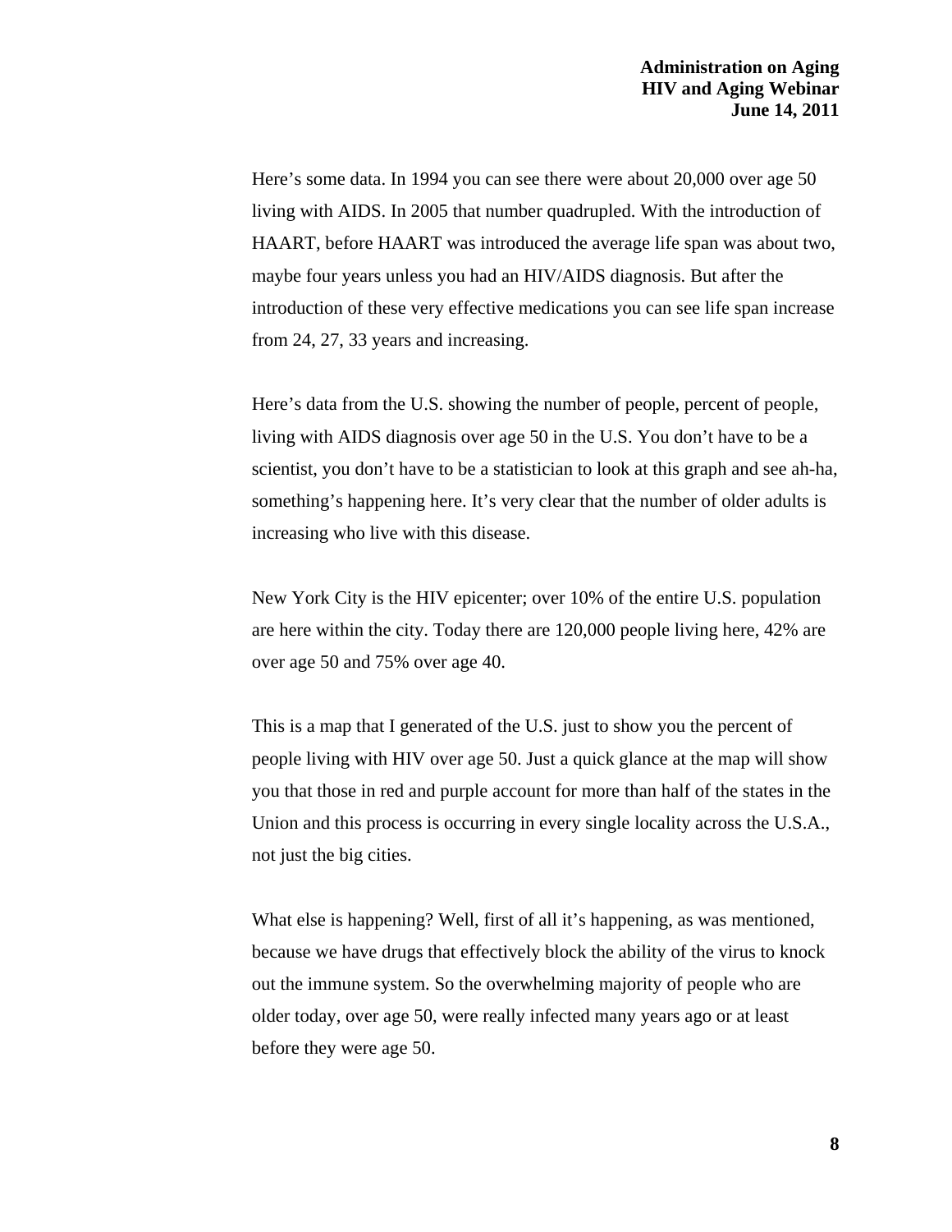Here's some data. In 1994 you can see there were about 20,000 over age 50 living with AIDS. In 2005 that number quadrupled. With the introduction of HAART, before HAART was introduced the average life span was about two, maybe four years unless you had an HIV/AIDS diagnosis. But after the introduction of these very effective medications you can see life span increase from 24, 27, 33 years and increasing.

Here's data from the U.S. showing the number of people, percent of people, living with AIDS diagnosis over age 50 in the U.S. You don't have to be a scientist, you don't have to be a statistician to look at this graph and see ah-ha, something's happening here. It's very clear that the number of older adults is increasing who live with this disease.

New York City is the HIV epicenter; over 10% of the entire U.S. population are here within the city. Today there are 120,000 people living here, 42% are over age 50 and 75% over age 40.

This is a map that I generated of the U.S. just to show you the percent of people living with HIV over age 50. Just a quick glance at the map will show you that those in red and purple account for more than half of the states in the Union and this process is occurring in every single locality across the U.S.A., not just the big cities.

What else is happening? Well, first of all it's happening, as was mentioned, because we have drugs that effectively block the ability of the virus to knock out the immune system. So the overwhelming majority of people who are older today, over age 50, were really infected many years ago or at least before they were age 50.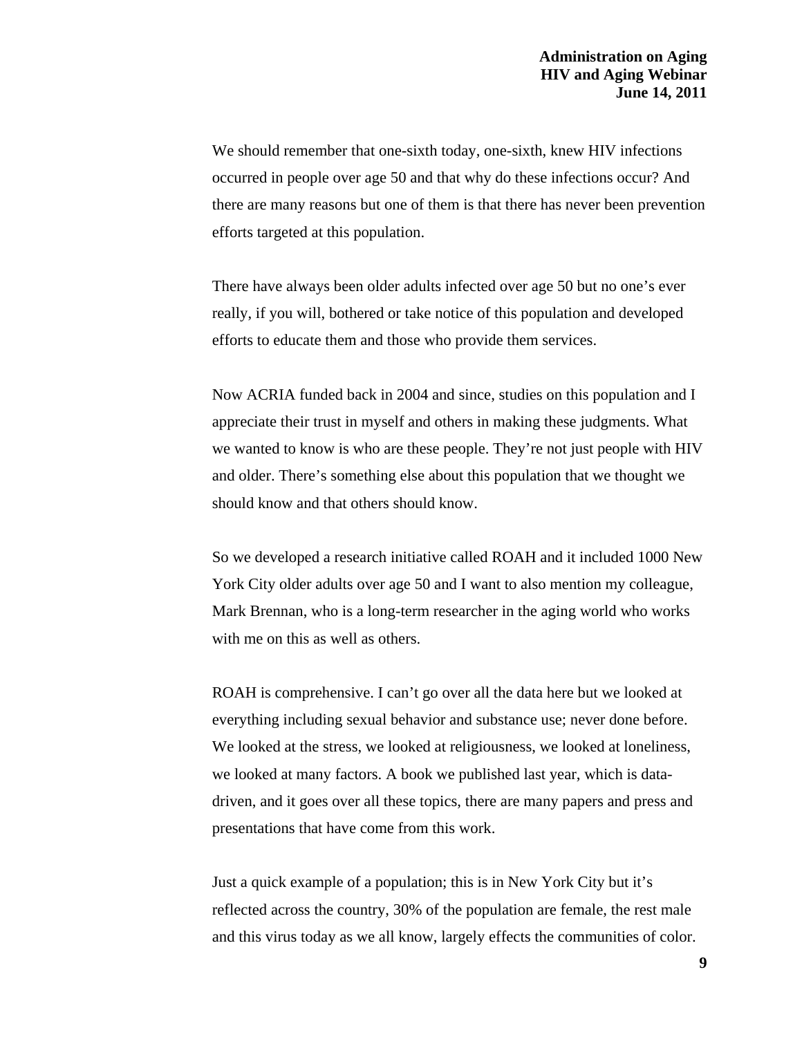We should remember that one-sixth today, one-sixth, knew HIV infections occurred in people over age 50 and that why do these infections occur? And there are many reasons but one of them is that there has never been prevention efforts targeted at this population.

There have always been older adults infected over age 50 but no one's ever really, if you will, bothered or take notice of this population and developed efforts to educate them and those who provide them services.

Now ACRIA funded back in 2004 and since, studies on this population and I appreciate their trust in myself and others in making these judgments. What we wanted to know is who are these people. They're not just people with HIV and older. There's something else about this population that we thought we should know and that others should know.

So we developed a research initiative called ROAH and it included 1000 New York City older adults over age 50 and I want to also mention my colleague, Mark Brennan, who is a long-term researcher in the aging world who works with me on this as well as others.

ROAH is comprehensive. I can't go over all the data here but we looked at everything including sexual behavior and substance use; never done before. We looked at the stress, we looked at religiousness, we looked at loneliness, we looked at many factors. A book we published last year, which is data-driven, and it goes over all these topics, there are many papers and press and presentations that have come from this work.

Just a quick example of a population; this is in New York City but it's reflected across the country, 30% of the population are female, the rest male and this virus today as we all know, largely effects the communities of color.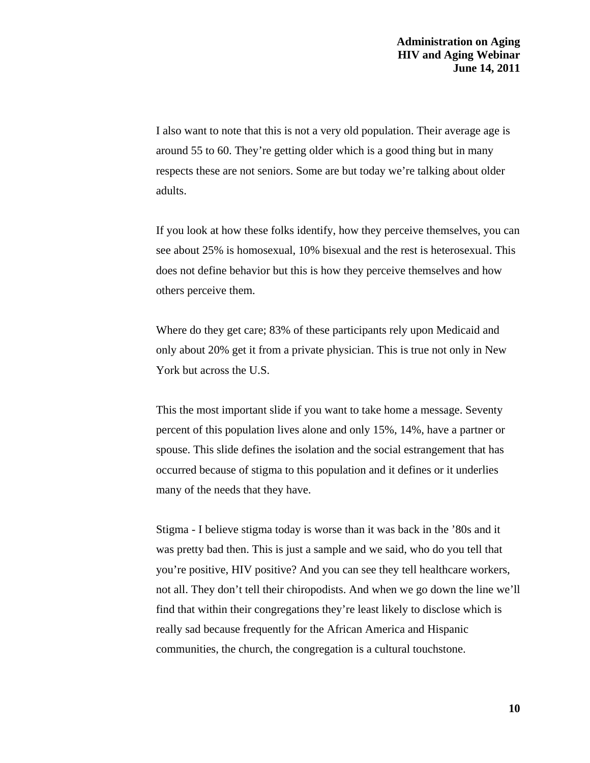I also want to note that this is not a very old population. Their average age is around 55 to 60. They're getting older which is a good thing but in many respects these are not seniors. Some are but today we're talking about older adults.

If you look at how these folks identify, how they perceive themselves, you can see about 25% is homosexual, 10% bisexual and the rest is heterosexual. This does not define behavior but this is how they perceive themselves and how others perceive them.

Where do they get care; 83% of these participants rely upon Medicaid and only about 20% get it from a private physician. This is true not only in New York but across the U.S.

This the most important slide if you want to take home a message. Seventy percent of this population lives alone and only 15%, 14%, have a partner or spouse. This slide defines the isolation and the social estrangement that has occurred because of stigma to this population and it defines or it underlies many of the needs that they have.

Stigma - I believe stigma today is worse than it was back in the '80s and it was pretty bad then. This is just a sample and we said, who do you tell that you're positive, HIV positive? And you can see they tell healthcare workers, not all. They don't tell their chiropodists. And when we go down the line we'll find that within their congregations they're least likely to disclose which is really sad because frequently for the African America and Hispanic communities, the church, the congregation is a cultural touchstone.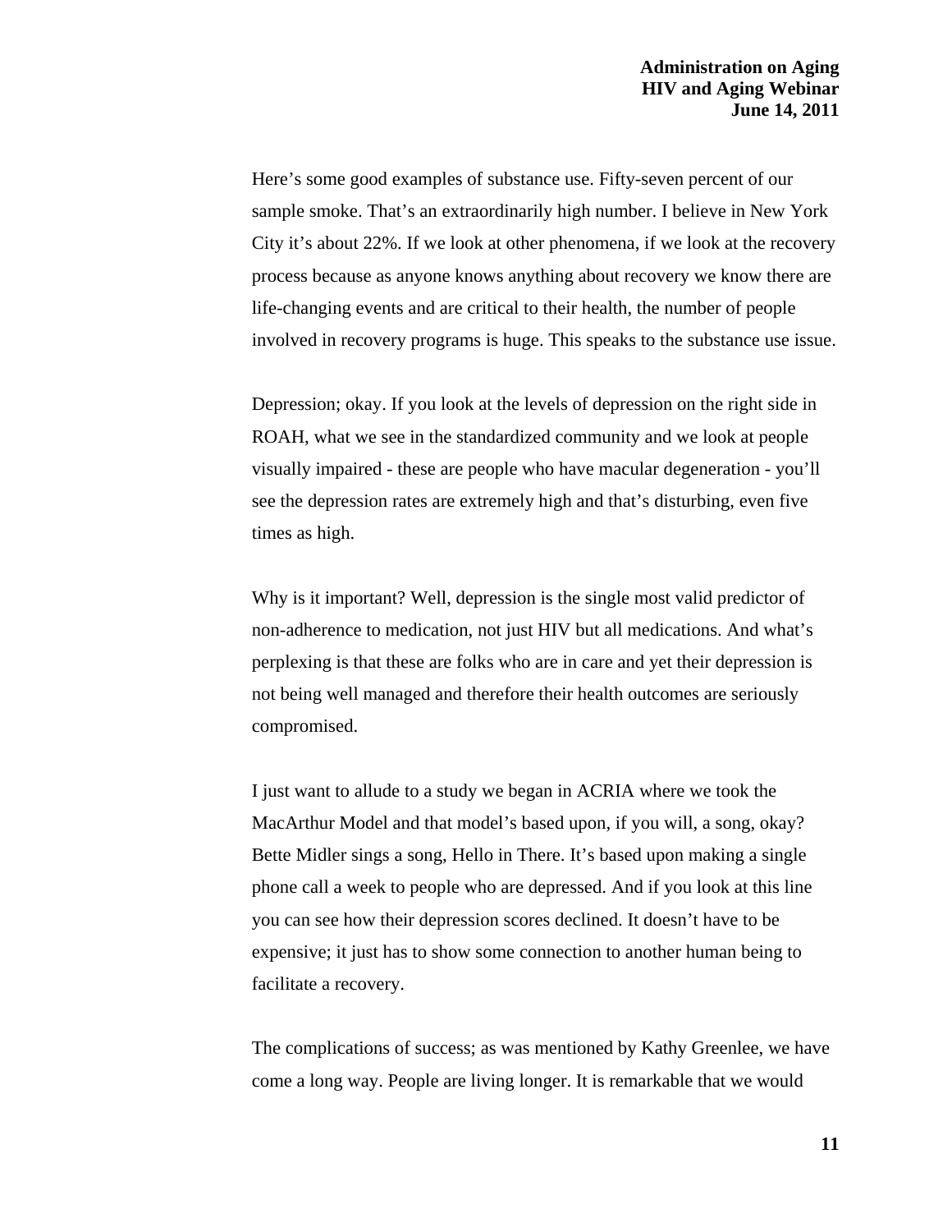Here's some good examples of substance use. Fifty-seven percent of our sample smoke. That's an extraordinarily high number. I believe in New York City it's about 22%. If we look at other phenomena, if we look at the recovery process because as anyone knows anything about recovery we know there are life-changing events and are critical to their health, the number of people involved in recovery programs is huge. This speaks to the substance use issue.

Depression; okay. If you look at the levels of depression on the right side in ROAH, what we see in the standardized community and we look at people visually impaired - these are people who have macular degeneration - you'll see the depression rates are extremely high and that's disturbing, even five times as high.

Why is it important? Well, depression is the single most valid predictor of non-adherence to medication, not just HIV but all medications. And what's perplexing is that these are folks who are in care and yet their depression is not being well managed and therefore their health outcomes are seriously compromised.

I just want to allude to a study we began in ACRIA where we took the MacArthur Model and that model's based upon, if you will, a song, okay? Bette Midler sings a song, Hello in There. It's based upon making a single phone call a week to people who are depressed. And if you look at this line you can see how their depression scores declined. It doesn't have to be expensive; it just has to show some connection to another human being to facilitate a recovery.

The complications of success; as was mentioned by Kathy Greenlee, we have come a long way. People are living longer. It is remarkable that we would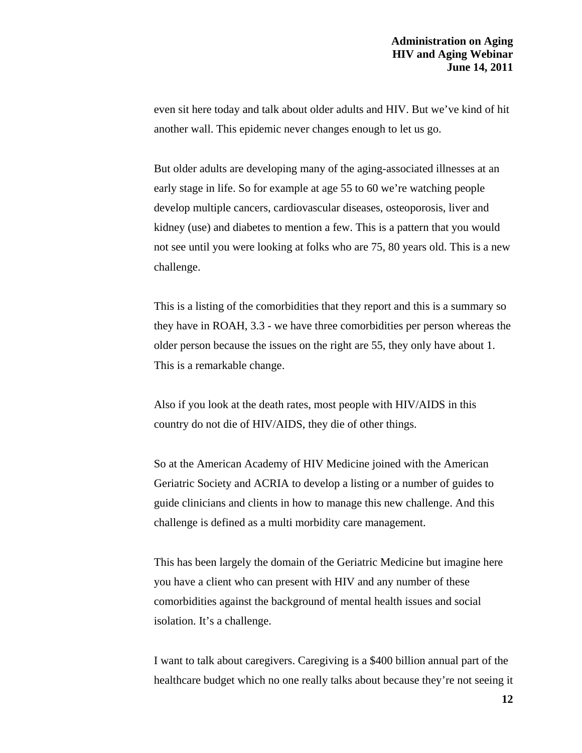even sit here today and talk about older adults and HIV. But we've kind of hit another wall. This epidemic never changes enough to let us go.

But older adults are developing many of the aging-associated illnesses at an early stage in life. So for example at age 55 to 60 we're watching people develop multiple cancers, cardiovascular diseases, osteoporosis, liver and kidney (use) and diabetes to mention a few. This is a pattern that you would not see until you were looking at folks who are 75, 80 years old. This is a new challenge.

This is a listing of the comorbidities that they report and this is a summary so they have in ROAH, 3.3 - we have three comorbidities per person whereas the older person because the issues on the right are 55, they only have about 1. This is a remarkable change.

Also if you look at the death rates, most people with HIV/AIDS in this country do not die of HIV/AIDS, they die of other things.

So at the American Academy of HIV Medicine joined with the American Geriatric Society and ACRIA to develop a listing or a number of guides to guide clinicians and clients in how to manage this new challenge. And this challenge is defined as a multi morbidity care management.

This has been largely the domain of the Geriatric Medicine but imagine here you have a client who can present with HIV and any number of these comorbidities against the background of mental health issues and social isolation. It's a challenge.

I want to talk about caregivers. Caregiving is a $400 billion annual part of the healthcare budget which no one really talks about because they're not seeing it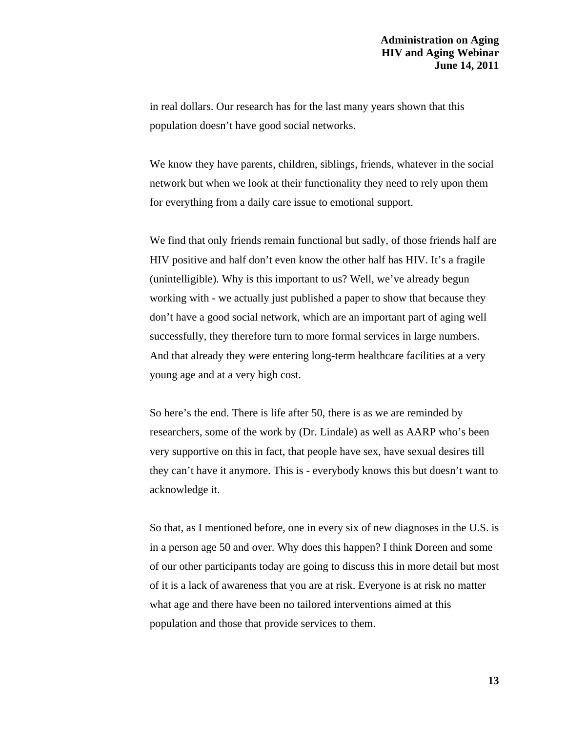in real dollars. Our research has for the last many years shown that this population doesn't have good social networks.

We know they have parents, children, siblings, friends, whatever in the social network but when we look at their functionality they need to rely upon them for everything from a daily care issue to emotional support.

We find that only friends remain functional but sadly, of those friends half are HIV positive and half don't even know the other half has HIV. It's a fragile (unintelligible). Why is this important to us? Well, we've already begun working with - we actually just published a paper to show that because they don't have a good social network, which are an important part of aging well successfully, they therefore turn to more formal services in large numbers. And that already they were entering long-term healthcare facilities at a very young age and at a very high cost.

So here's the end. There is life after 50, there is as we are reminded by researchers, some of the work by (Dr. Lindale) as well as AARP who's been very supportive on this in fact, that people have sex, have sexual desires till they can't have it anymore. This is - everybody knows this but doesn't want to acknowledge it.

So that, as I mentioned before, one in every six of new diagnoses in the U.S. is in a person age 50 and over. Why does this happen? I think Doreen and some of our other participants today are going to discuss this in more detail but most of it is a lack of awareness that you are at risk. Everyone is at risk no matter what age and there have been no tailored interventions aimed at this population and those that provide services to them.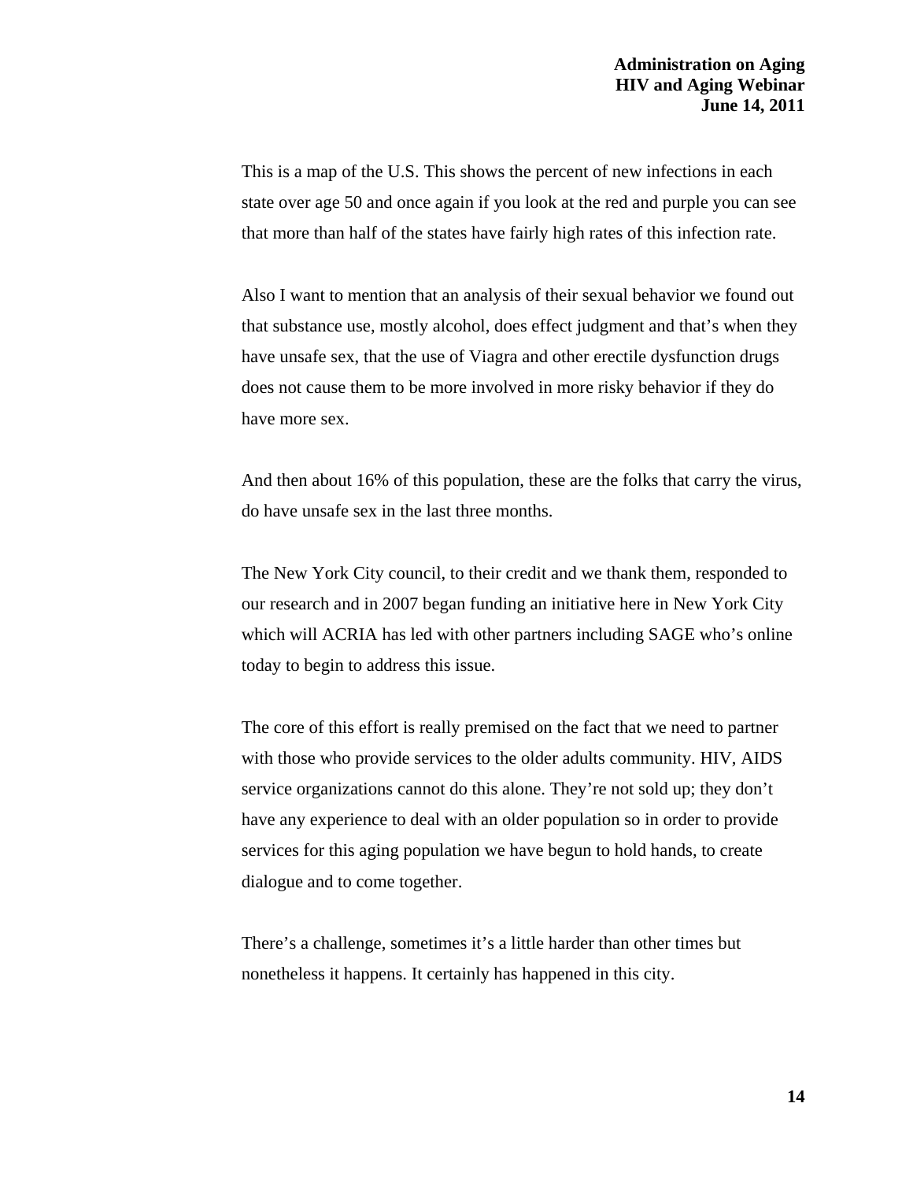This is a map of the U.S. This shows the percent of new infections in each state over age 50 and once again if you look at the red and purple you can see that more than half of the states have fairly high rates of this infection rate.

Also I want to mention that an analysis of their sexual behavior we found out that substance use, mostly alcohol, does effect judgment and that's when they have unsafe sex, that the use of Viagra and other erectile dysfunction drugs does not cause them to be more involved in more risky behavior if they do have more sex.

And then about 16% of this population, these are the folks that carry the virus, do have unsafe sex in the last three months.

The New York City council, to their credit and we thank them, responded to our research and in 2007 began funding an initiative here in New York City which will ACRIA has led with other partners including SAGE who's online today to begin to address this issue.

The core of this effort is really premised on the fact that we need to partner with those who provide services to the older adults community. HIV, AIDS service organizations cannot do this alone. They're not sold up; they don't have any experience to deal with an older population so in order to provide services for this aging population we have begun to hold hands, to create dialogue and to come together.

There's a challenge, sometimes it's a little harder than other times but nonetheless it happens. It certainly has happened in this city.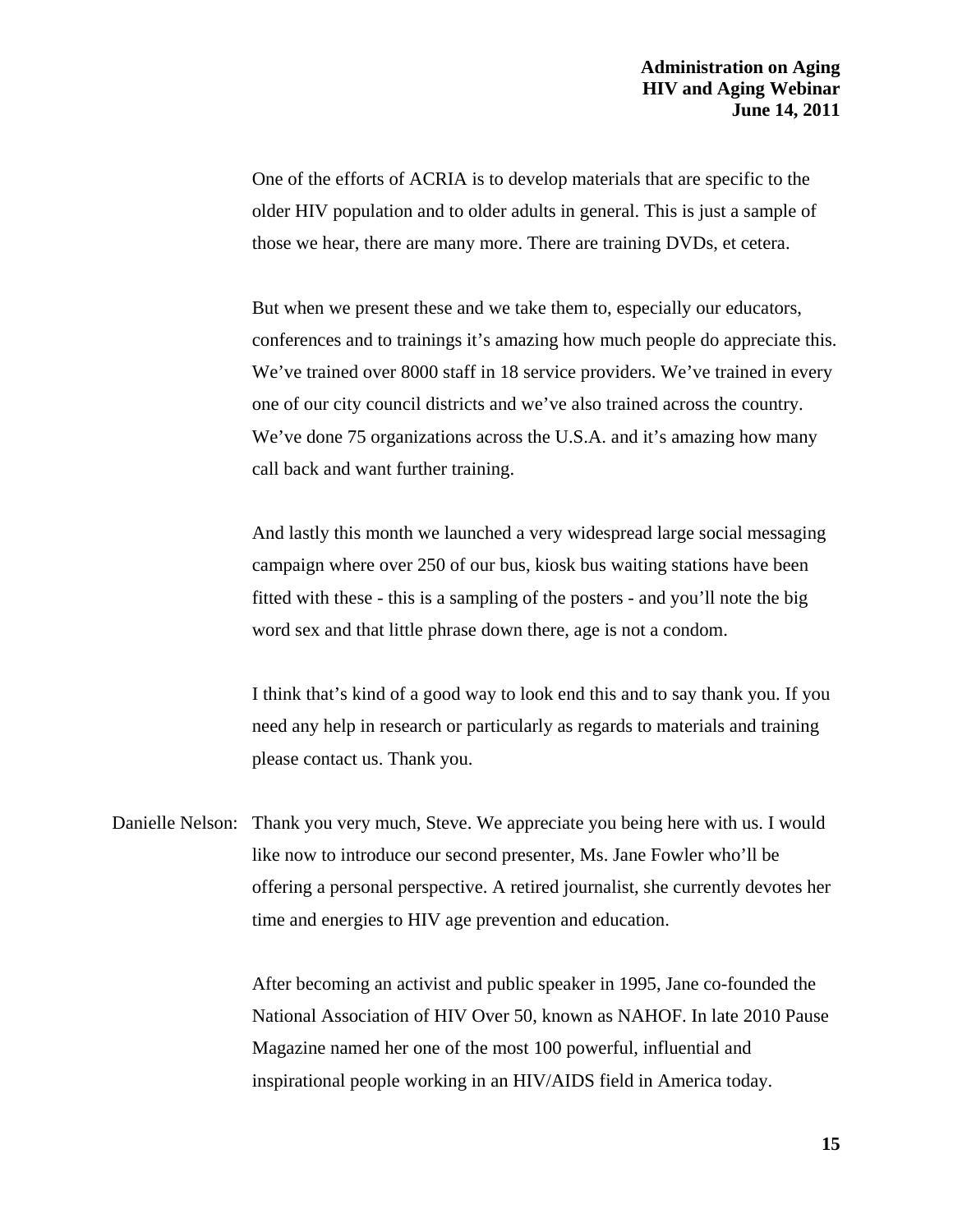One of the efforts of ACRIA is to develop materials that are specific to the older HIV population and to older adults in general. This is just a sample of those we hear, there are many more. There are training DVDs, et cetera.

But when we present these and we take them to, especially our educators, conferences and to trainings it's amazing how much people do appreciate this. We've trained over 8000 staff in 18 service providers. We've trained in every one of our city council districts and we've also trained across the country. We've done 75 organizations across the U.S.A. and it's amazing how many call back and want further training.

And lastly this month we launched a very widespread large social messaging campaign where over 250 of our bus, kiosk bus waiting stations have been fitted with these - this is a sampling of the posters - and you'll note the big word sex and that little phrase down there, age is not a condom.

I think that's kind of a good way to look end this and to say thank you. If you need any help in research or particularly as regards to materials and training please contact us. Thank you.

Danielle Nelson: Thank you very much, Steve. We appreciate you being here with us. I would like now to introduce our second presenter, Ms. Jane Fowler who'll be offering a personal perspective. A retired journalist, she currently devotes her time and energies to HIV age prevention and education.

After becoming an activist and public speaker in 1995, Jane co-founded the National Association of HIV Over 50, known as NAHOF. In late 2010 Pause Magazine named her one of the most 100 powerful, influential and inspirational people working in an HIV/AIDS field in America today.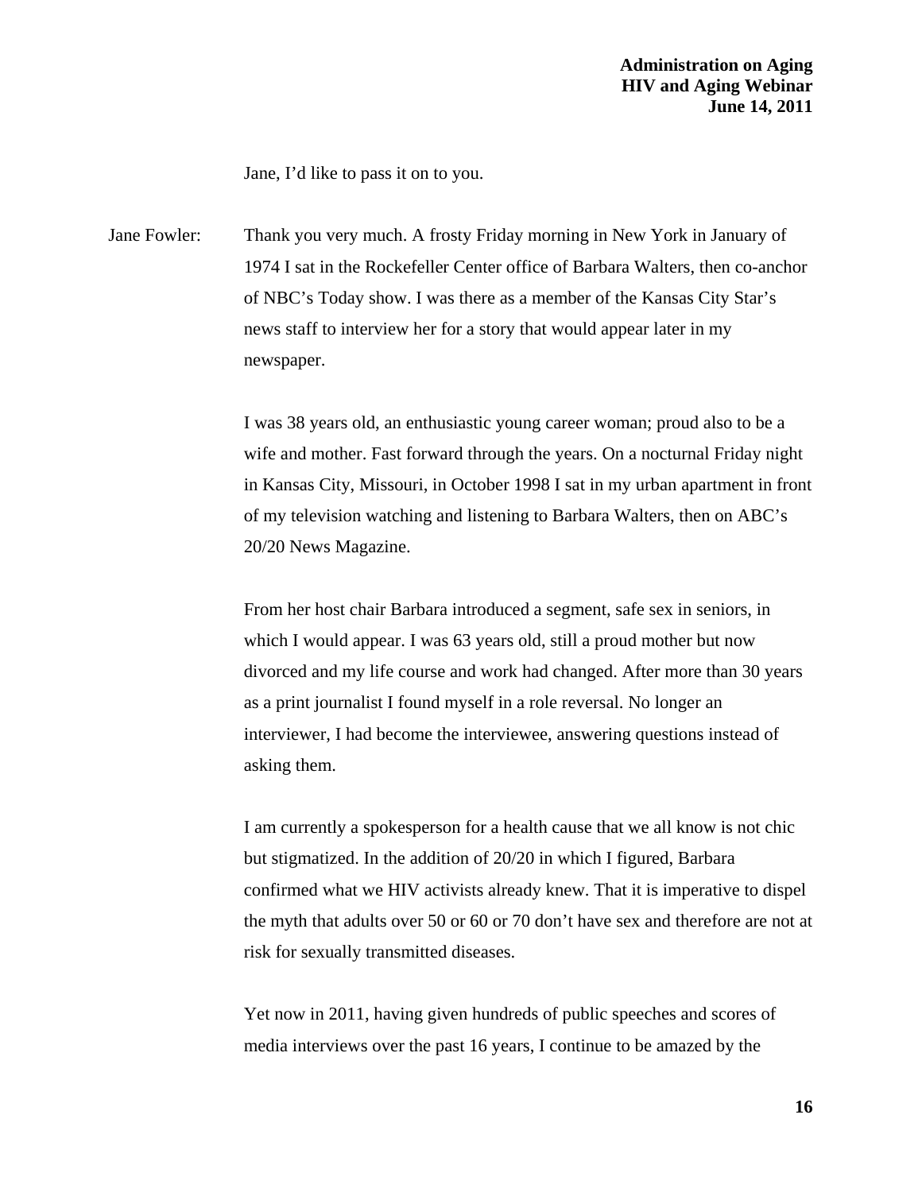Jane, I'd like to pass it on to you.

Jane Fowler: Thank you very much. A frosty Friday morning in New York in January of 1974 I sat in the Rockefeller Center office of Barbara Walters, then co-anchor of NBC's Today show. I was there as a member of the Kansas City Star's news staff to interview her for a story that would appear later in my newspaper.

I was 38 years old, an enthusiastic young career woman; proud also to be a wife and mother. Fast forward through the years. On a nocturnal Friday night in Kansas City, Missouri, in October 1998 I sat in my urban apartment in front of my television watching and listening to Barbara Walters, then on ABC's 20/20 News Magazine.

From her host chair Barbara introduced a segment, safe sex in seniors, in which I would appear. I was 63 years old, still a proud mother but now divorced and my life course and work had changed. After more than 30 years as a print journalist I found myself in a role reversal. No longer an interviewer, I had become the interviewee, answering questions instead of asking them.

I am currently a spokesperson for a health cause that we all know is not chic but stigmatized. In the addition of 20/20 in which I figured, Barbara confirmed what we HIV activists already knew. That it is imperative to dispel the myth that adults over 50 or 60 or 70 don't have sex and therefore are not at risk for sexually transmitted diseases.

Yet now in 2011, having given hundreds of public speeches and scores of media interviews over the past 16 years, I continue to be amazed by the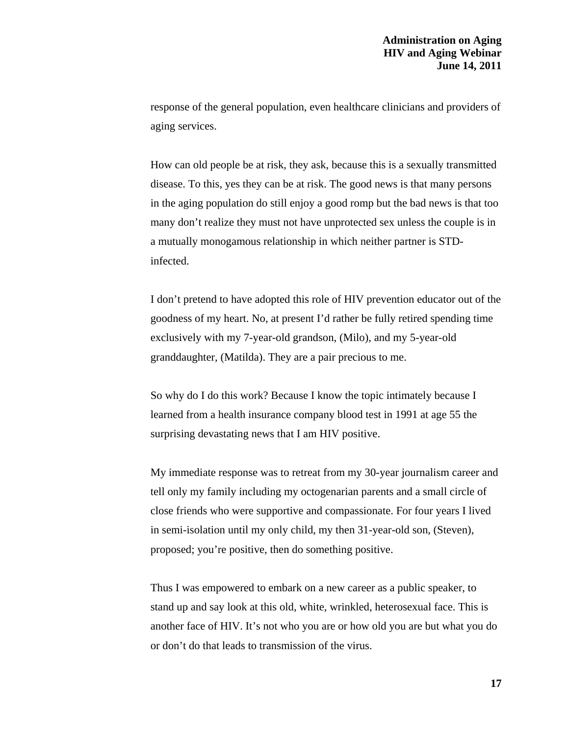response of the general population, even healthcare clinicians and providers of aging services.

How can old people be at risk, they ask, because this is a sexually transmitted disease. To this, yes they can be at risk. The good news is that many persons in the aging population do still enjoy a good romp but the bad news is that too many don't realize they must not have unprotected sex unless the couple is in a mutually monogamous relationship in which neither partner is STD-infected.

I don't pretend to have adopted this role of HIV prevention educator out of the goodness of my heart. No, at present I'd rather be fully retired spending time exclusively with my 7-year-old grandson, (Milo), and my 5-year-old granddaughter, (Matilda). They are a pair precious to me.

So why do I do this work? Because I know the topic intimately because I learned from a health insurance company blood test in 1991 at age 55 the surprising devastating news that I am HIV positive.

My immediate response was to retreat from my 30-year journalism career and tell only my family including my octogenarian parents and a small circle of close friends who were supportive and compassionate. For four years I lived in semi-isolation until my only child, my then 31-year-old son, (Steven), proposed; you're positive, then do something positive.

Thus I was empowered to embark on a new career as a public speaker, to stand up and say look at this old, white, wrinkled, heterosexual face. This is another face of HIV. It's not who you are or how old you are but what you do or don't do that leads to transmission of the virus.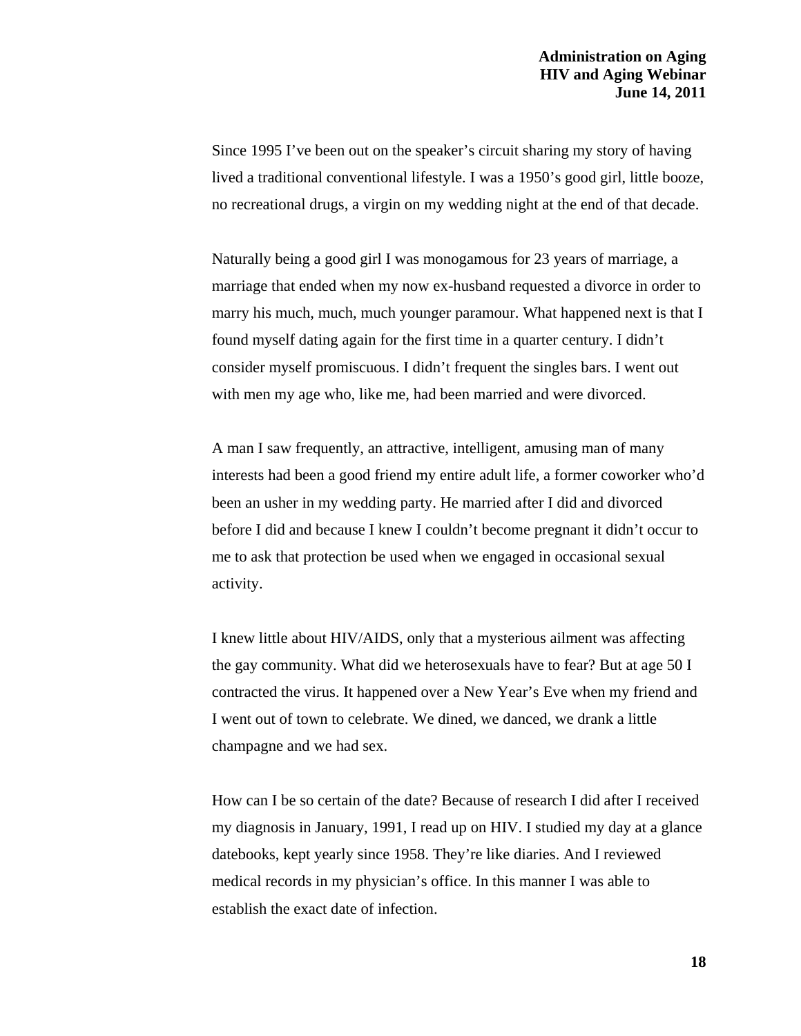Since 1995 I've been out on the speaker's circuit sharing my story of having lived a traditional conventional lifestyle. I was a 1950's good girl, little booze, no recreational drugs, a virgin on my wedding night at the end of that decade.

Naturally being a good girl I was monogamous for 23 years of marriage, a marriage that ended when my now ex-husband requested a divorce in order to marry his much, much, much younger paramour. What happened next is that I found myself dating again for the first time in a quarter century. I didn't consider myself promiscuous. I didn't frequent the singles bars. I went out with men my age who, like me, had been married and were divorced.

A man I saw frequently, an attractive, intelligent, amusing man of many interests had been a good friend my entire adult life, a former coworker who'd been an usher in my wedding party. He married after I did and divorced before I did and because I knew I couldn't become pregnant it didn't occur to me to ask that protection be used when we engaged in occasional sexual activity.

I knew little about HIV/AIDS, only that a mysterious ailment was affecting the gay community. What did we heterosexuals have to fear? But at age 50 I contracted the virus. It happened over a New Year's Eve when my friend and I went out of town to celebrate. We dined, we danced, we drank a little champagne and we had sex.

How can I be so certain of the date? Because of research I did after I received my diagnosis in January, 1991, I read up on HIV. I studied my day at a glance datebooks, kept yearly since 1958. They're like diaries. And I reviewed medical records in my physician's office. In this manner I was able to establish the exact date of infection.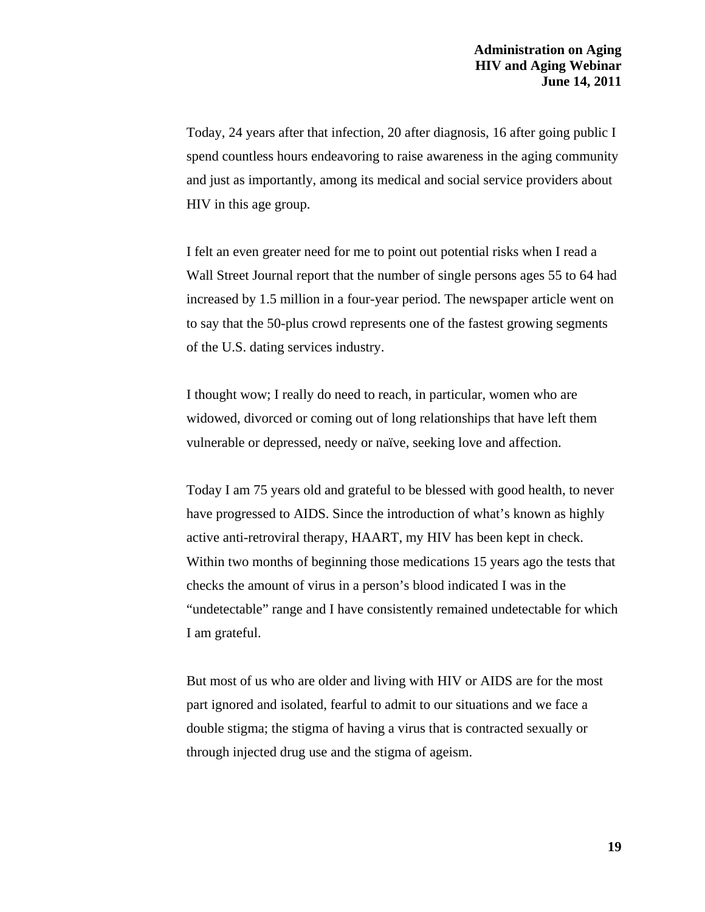Today, 24 years after that infection, 20 after diagnosis, 16 after going public I spend countless hours endeavoring to raise awareness in the aging community and just as importantly, among its medical and social service providers about HIV in this age group.

I felt an even greater need for me to point out potential risks when I read a Wall Street Journal report that the number of single persons ages 55 to 64 had increased by 1.5 million in a four-year period. The newspaper article went on to say that the 50-plus crowd represents one of the fastest growing segments of the U.S. dating services industry.

I thought wow; I really do need to reach, in particular, women who are widowed, divorced or coming out of long relationships that have left them vulnerable or depressed, needy or naïve, seeking love and affection.

Today I am 75 years old and grateful to be blessed with good health, to never have progressed to AIDS. Since the introduction of what's known as highly active anti-retroviral therapy, HAART, my HIV has been kept in check. Within two months of beginning those medications 15 years ago the tests that checks the amount of virus in a person's blood indicated I was in the "undetectable" range and I have consistently remained undetectable for which I am grateful.

But most of us who are older and living with HIV or AIDS are for the most part ignored and isolated, fearful to admit to our situations and we face a double stigma; the stigma of having a virus that is contracted sexually or through injected drug use and the stigma of ageism.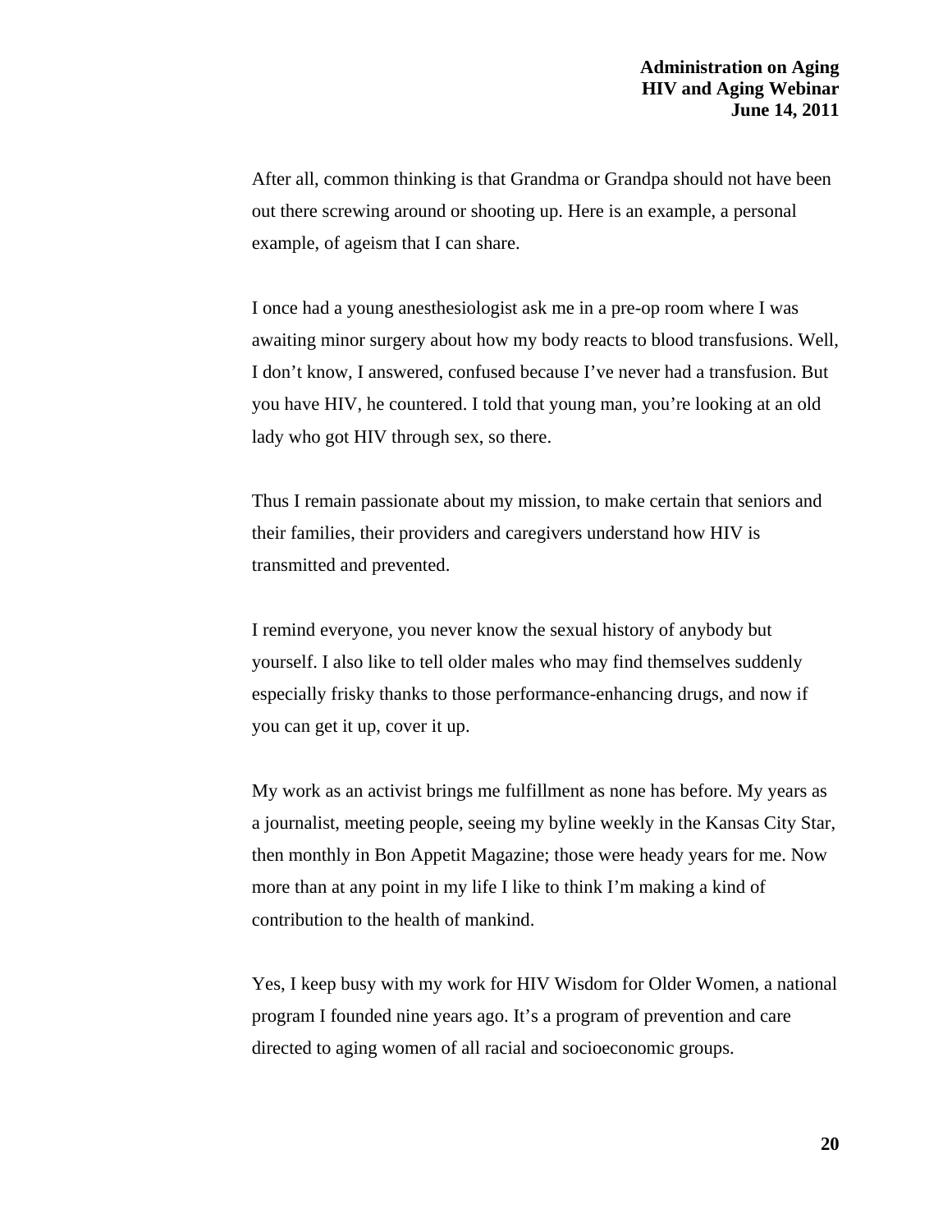After all, common thinking is that Grandma or Grandpa should not have been out there screwing around or shooting up. Here is an example, a personal example, of ageism that I can share.

I once had a young anesthesiologist ask me in a pre-op room where I was awaiting minor surgery about how my body reacts to blood transfusions. Well, I don't know, I answered, confused because I've never had a transfusion. But you have HIV, he countered. I told that young man, you're looking at an old lady who got HIV through sex, so there.

Thus I remain passionate about my mission, to make certain that seniors and their families, their providers and caregivers understand how HIV is transmitted and prevented.

I remind everyone, you never know the sexual history of anybody but yourself. I also like to tell older males who may find themselves suddenly especially frisky thanks to those performance-enhancing drugs, and now if you can get it up, cover it up.

My work as an activist brings me fulfillment as none has before. My years as a journalist, meeting people, seeing my byline weekly in the Kansas City Star, then monthly in Bon Appetit Magazine; those were heady years for me. Now more than at any point in my life I like to think I'm making a kind of contribution to the health of mankind.

Yes, I keep busy with my work for HIV Wisdom for Older Women, a national program I founded nine years ago. It's a program of prevention and care directed to aging women of all racial and socioeconomic groups.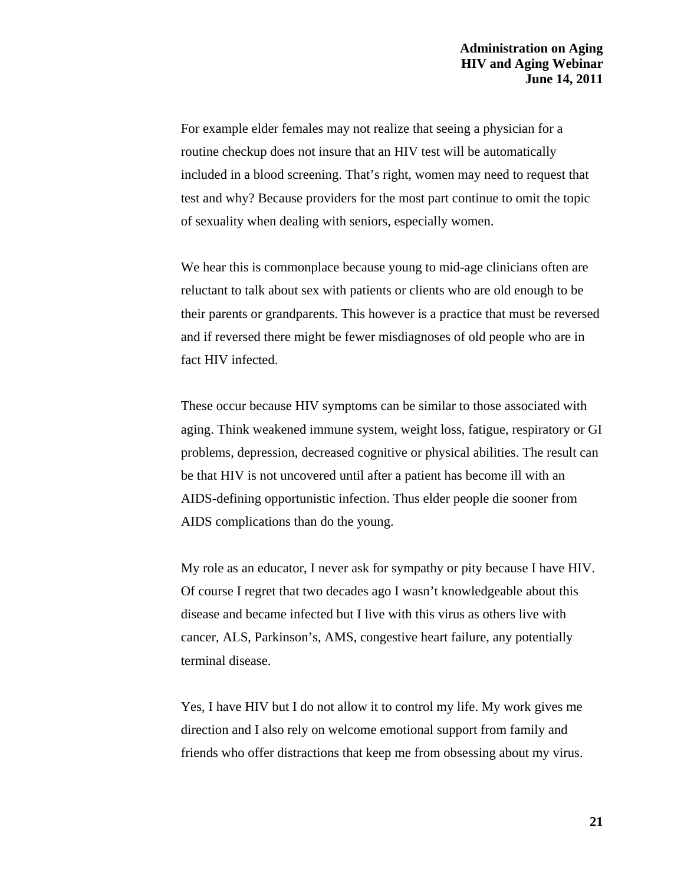For example elder females may not realize that seeing a physician for a routine checkup does not insure that an HIV test will be automatically included in a blood screening. That's right, women may need to request that test and why? Because providers for the most part continue to omit the topic of sexuality when dealing with seniors, especially women.

We hear this is commonplace because young to mid-age clinicians often are reluctant to talk about sex with patients or clients who are old enough to be their parents or grandparents. This however is a practice that must be reversed and if reversed there might be fewer misdiagnoses of old people who are in fact HIV infected.

These occur because HIV symptoms can be similar to those associated with aging. Think weakened immune system, weight loss, fatigue, respiratory or GI problems, depression, decreased cognitive or physical abilities. The result can be that HIV is not uncovered until after a patient has become ill with an AIDS-defining opportunistic infection. Thus elder people die sooner from AIDS complications than do the young.

My role as an educator, I never ask for sympathy or pity because I have HIV. Of course I regret that two decades ago I wasn't knowledgeable about this disease and became infected but I live with this virus as others live with cancer, ALS, Parkinson's, AMS, congestive heart failure, any potentially terminal disease.

Yes, I have HIV but I do not allow it to control my life. My work gives me direction and I also rely on welcome emotional support from family and friends who offer distractions that keep me from obsessing about my virus.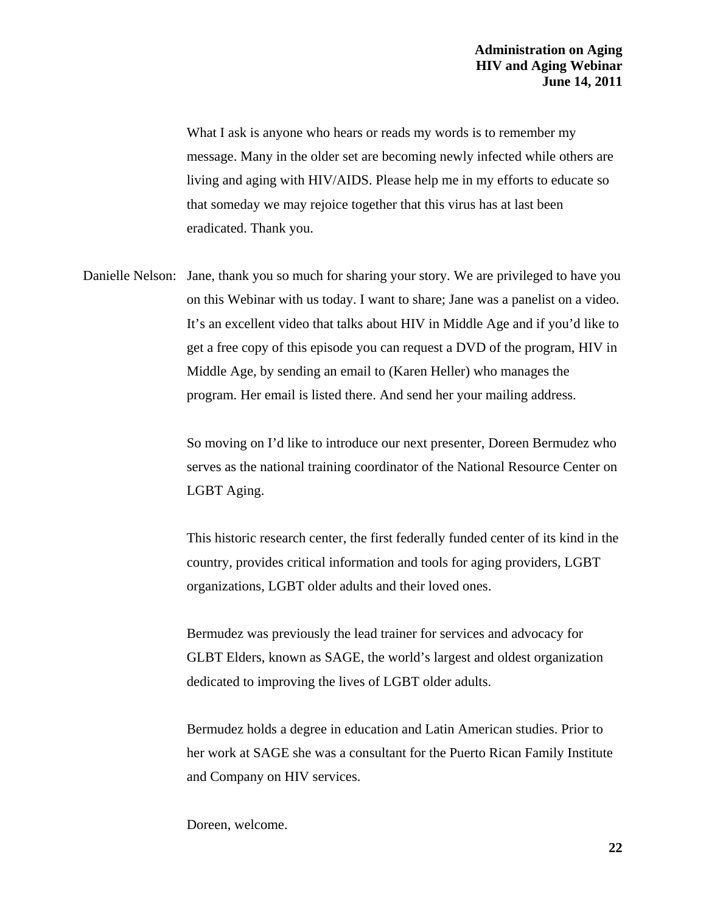What I ask is anyone who hears or reads my words is to remember my message. Many in the older set are becoming newly infected while others are living and aging with HIV/AIDS. Please help me in my efforts to educate so that someday we may rejoice together that this virus has at last been eradicated. Thank you.

Danielle Nelson: Jane, thank you so much for sharing your story. We are privileged to have you on this Webinar with us today. I want to share; Jane was a panelist on a video. It's an excellent video that talks about HIV in Middle Age and if you'd like to get a free copy of this episode you can request a DVD of the program, HIV in Middle Age, by sending an email to (Karen Heller) who manages the program. Her email is listed there. And send her your mailing address.

So moving on I'd like to introduce our next presenter, Doreen Bermudez who serves as the national training coordinator of the National Resource Center on LGBT Aging.

This historic research center, the first federally funded center of its kind in the country, provides critical information and tools for aging providers, LGBT organizations, LGBT older adults and their loved ones.

Bermudez was previously the lead trainer for services and advocacy for GLBT Elders, known as SAGE, the world's largest and oldest organization dedicated to improving the lives of LGBT older adults.

Bermudez holds a degree in education and Latin American studies. Prior to her work at SAGE she was a consultant for the Puerto Rican Family Institute and Company on HIV services.

Doreen, welcome.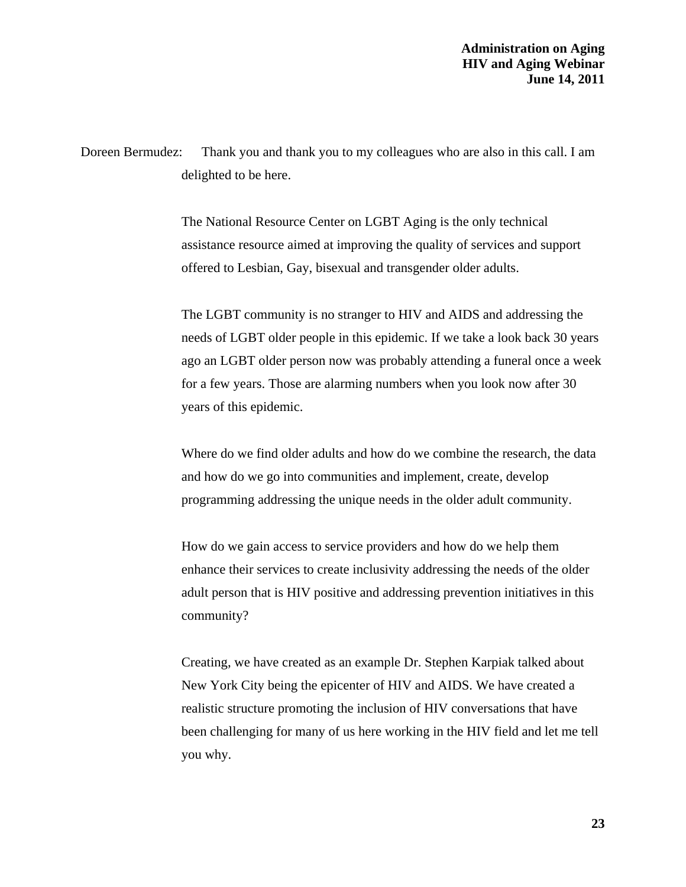Doreen Bermudez: Thank you and thank you to my colleagues who are also in this call. I am delighted to be here.

The National Resource Center on LGBT Aging is the only technical assistance resource aimed at improving the quality of services and support offered to Lesbian, Gay, bisexual and transgender older adults.

The LGBT community is no stranger to HIV and AIDS and addressing the needs of LGBT older people in this epidemic. If we take a look back 30 years ago an LGBT older person now was probably attending a funeral once a week for a few years. Those are alarming numbers when you look now after 30 years of this epidemic.

Where do we find older adults and how do we combine the research, the data and how do we go into communities and implement, create, develop programming addressing the unique needs in the older adult community.

How do we gain access to service providers and how do we help them enhance their services to create inclusivity addressing the needs of the older adult person that is HIV positive and addressing prevention initiatives in this community?

Creating, we have created as an example Dr. Stephen Karpiak talked about New York City being the epicenter of HIV and AIDS. We have created a realistic structure promoting the inclusion of HIV conversations that have been challenging for many of us here working in the HIV field and let me tell you why.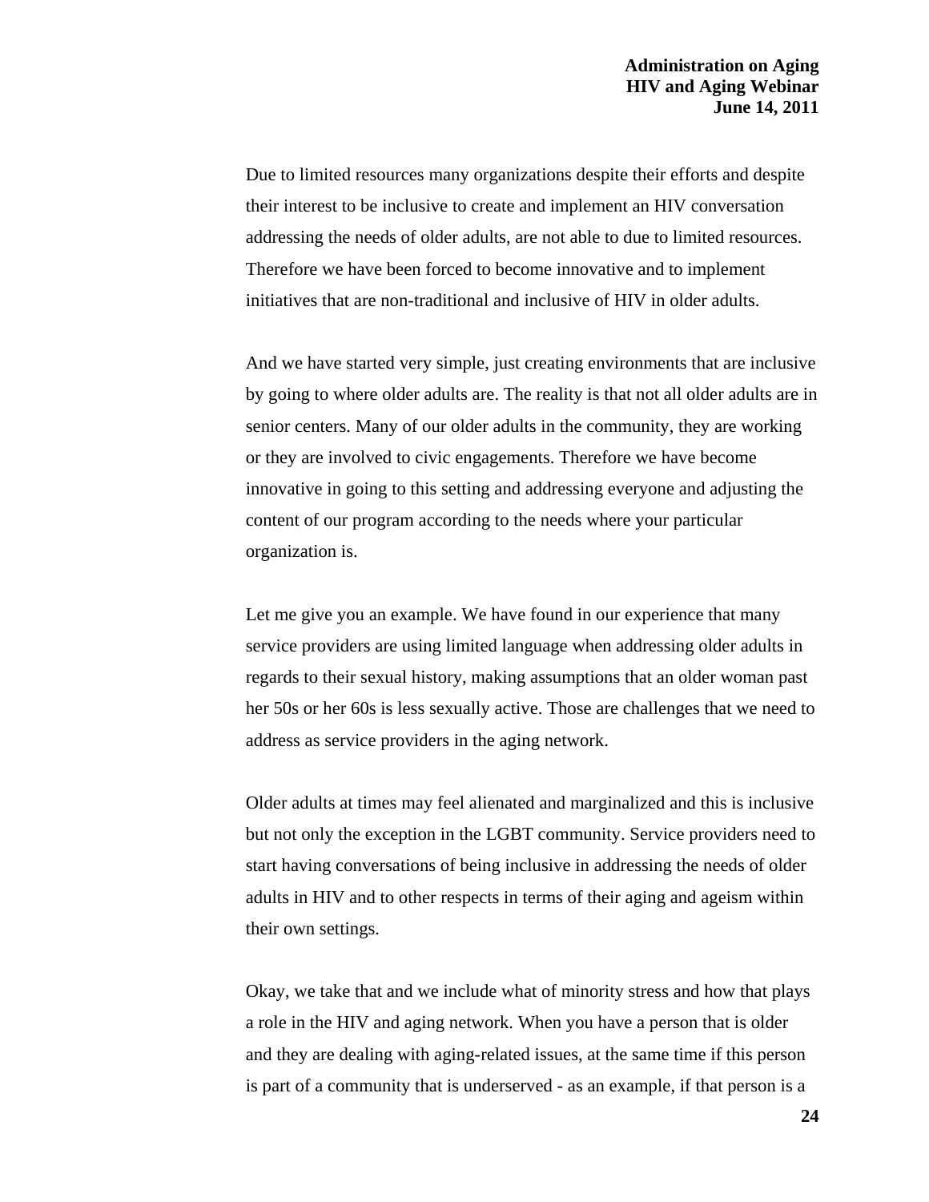Due to limited resources many organizations despite their efforts and despite their interest to be inclusive to create and implement an HIV conversation addressing the needs of older adults, are not able to due to limited resources. Therefore we have been forced to become innovative and to implement initiatives that are non-traditional and inclusive of HIV in older adults.

And we have started very simple, just creating environments that are inclusive by going to where older adults are. The reality is that not all older adults are in senior centers. Many of our older adults in the community, they are working or they are involved to civic engagements. Therefore we have become innovative in going to this setting and addressing everyone and adjusting the content of our program according to the needs where your particular organization is.

Let me give you an example. We have found in our experience that many service providers are using limited language when addressing older adults in regards to their sexual history, making assumptions that an older woman past her 50s or her 60s is less sexually active. Those are challenges that we need to address as service providers in the aging network.

Older adults at times may feel alienated and marginalized and this is inclusive but not only the exception in the LGBT community. Service providers need to start having conversations of being inclusive in addressing the needs of older adults in HIV and to other respects in terms of their aging and ageism within their own settings.

Okay, we take that and we include what of minority stress and how that plays a role in the HIV and aging network. When you have a person that is older and they are dealing with aging-related issues, at the same time if this person is part of a community that is underserved - as an example, if that person is a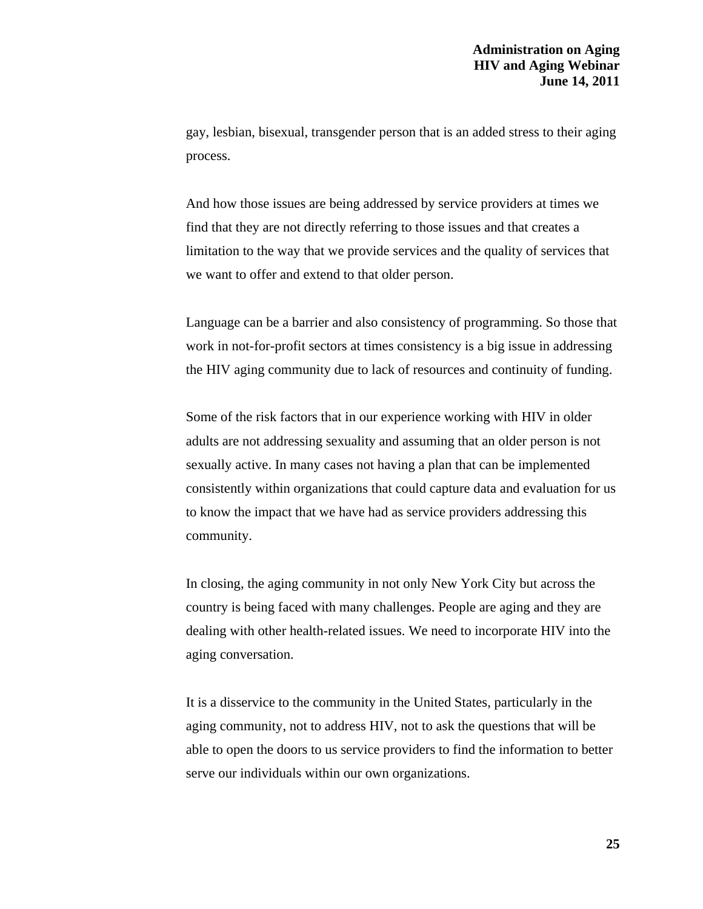gay, lesbian, bisexual, transgender person that is an added stress to their aging process.

And how those issues are being addressed by service providers at times we find that they are not directly referring to those issues and that creates a limitation to the way that we provide services and the quality of services that we want to offer and extend to that older person.

Language can be a barrier and also consistency of programming. So those that work in not-for-profit sectors at times consistency is a big issue in addressing the HIV aging community due to lack of resources and continuity of funding.

Some of the risk factors that in our experience working with HIV in older adults are not addressing sexuality and assuming that an older person is not sexually active. In many cases not having a plan that can be implemented consistently within organizations that could capture data and evaluation for us to know the impact that we have had as service providers addressing this community.

In closing, the aging community in not only New York City but across the country is being faced with many challenges. People are aging and they are dealing with other health-related issues. We need to incorporate HIV into the aging conversation.

It is a disservice to the community in the United States, particularly in the aging community, not to address HIV, not to ask the questions that will be able to open the doors to us service providers to find the information to better serve our individuals within our own organizations.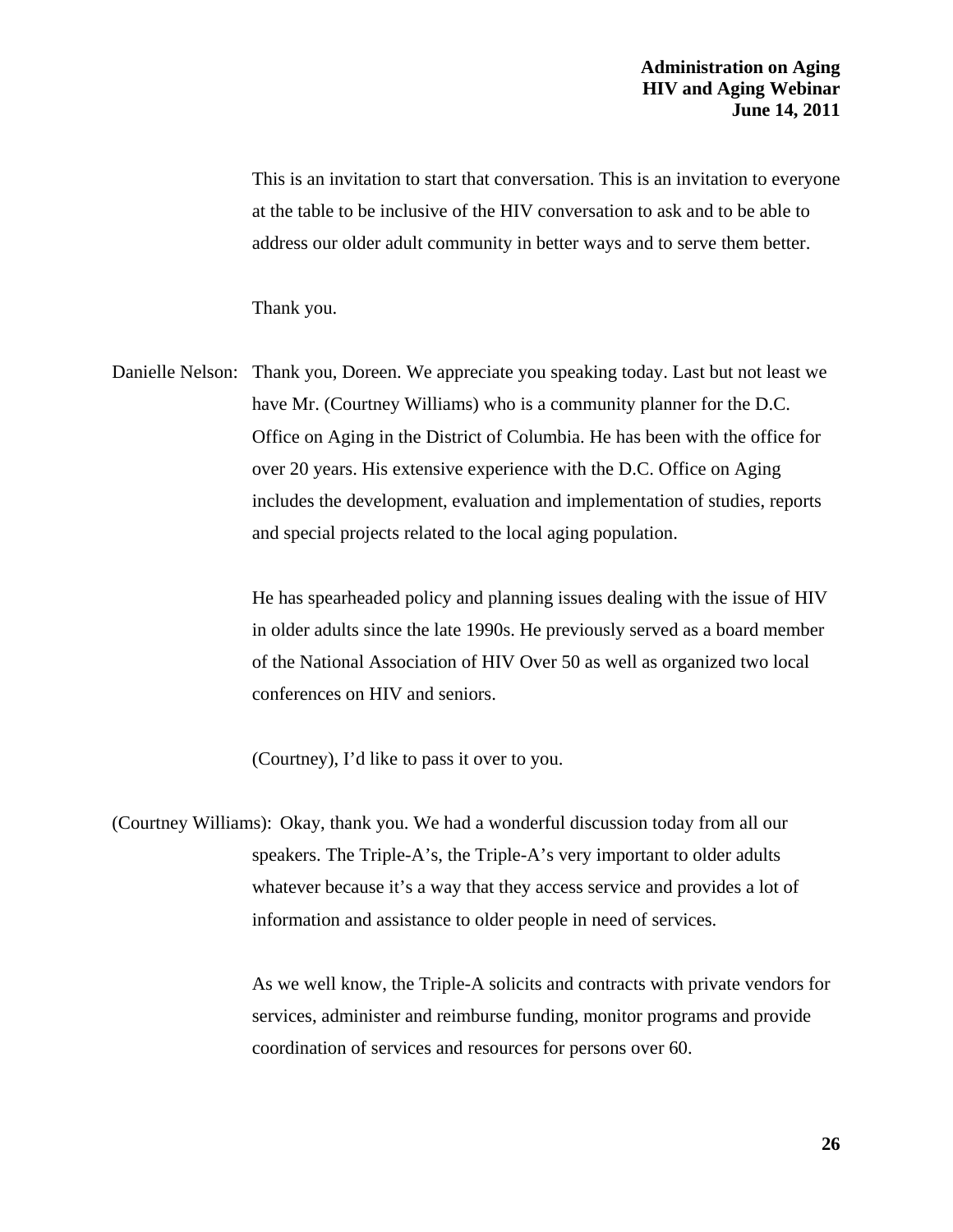This is an invitation to start that conversation. This is an invitation to everyone at the table to be inclusive of the HIV conversation to ask and to be able to address our older adult community in better ways and to serve them better.

Thank you.

Danielle Nelson: Thank you, Doreen. We appreciate you speaking today. Last but not least we have Mr. (Courtney Williams) who is a community planner for the D.C. Office on Aging in the District of Columbia. He has been with the office for over 20 years. His extensive experience with the D.C. Office on Aging includes the development, evaluation and implementation of studies, reports and special projects related to the local aging population.

He has spearheaded policy and planning issues dealing with the issue of HIV in older adults since the late 1990s. He previously served as a board member of the National Association of HIV Over 50 as well as organized two local conferences on HIV and seniors.

(Courtney), I'd like to pass it over to you.

(Courtney Williams): Okay, thank you. We had a wonderful discussion today from all our speakers. The Triple-A's, the Triple-A's very important to older adults whatever because it's a way that they access service and provides a lot of information and assistance to older people in need of services.

As we well know, the Triple-A solicits and contracts with private vendors for services, administer and reimburse funding, monitor programs and provide coordination of services and resources for persons over 60.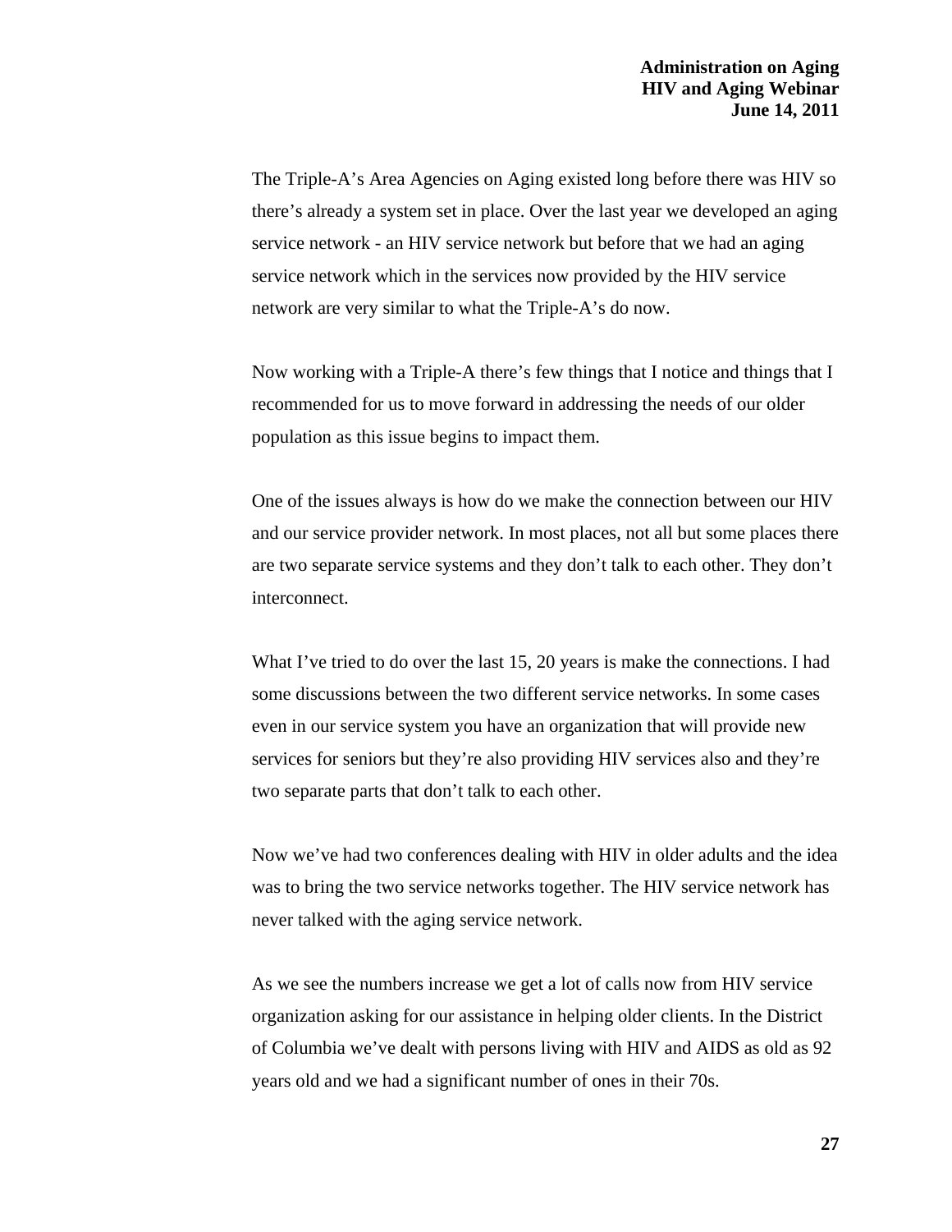The Triple-A's Area Agencies on Aging existed long before there was HIV so there's already a system set in place. Over the last year we developed an aging service network - an HIV service network but before that we had an aging service network which in the services now provided by the HIV service network are very similar to what the Triple-A's do now.

Now working with a Triple-A there's few things that I notice and things that I recommended for us to move forward in addressing the needs of our older population as this issue begins to impact them.

One of the issues always is how do we make the connection between our HIV and our service provider network. In most places, not all but some places there are two separate service systems and they don't talk to each other. They don't interconnect.

What I've tried to do over the last 15, 20 years is make the connections. I had some discussions between the two different service networks. In some cases even in our service system you have an organization that will provide new services for seniors but they're also providing HIV services also and they're two separate parts that don't talk to each other.

Now we've had two conferences dealing with HIV in older adults and the idea was to bring the two service networks together. The HIV service network has never talked with the aging service network.

As we see the numbers increase we get a lot of calls now from HIV service organization asking for our assistance in helping older clients. In the District of Columbia we've dealt with persons living with HIV and AIDS as old as 92 years old and we had a significant number of ones in their 70s.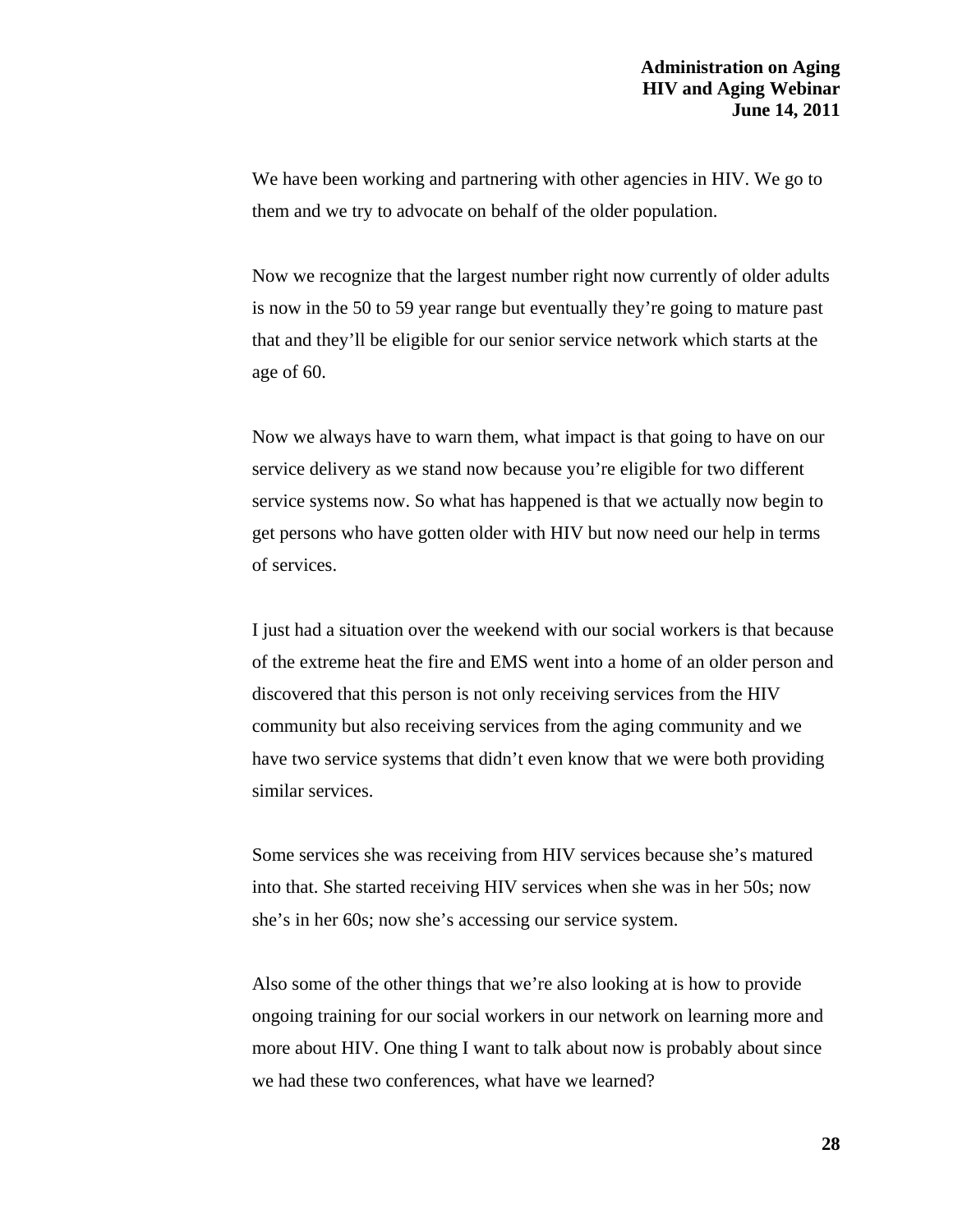We have been working and partnering with other agencies in HIV. We go to them and we try to advocate on behalf of the older population.

Now we recognize that the largest number right now currently of older adults is now in the 50 to 59 year range but eventually they're going to mature past that and they'll be eligible for our senior service network which starts at the age of 60.

Now we always have to warn them, what impact is that going to have on our service delivery as we stand now because you're eligible for two different service systems now. So what has happened is that we actually now begin to get persons who have gotten older with HIV but now need our help in terms of services.

I just had a situation over the weekend with our social workers is that because of the extreme heat the fire and EMS went into a home of an older person and discovered that this person is not only receiving services from the HIV community but also receiving services from the aging community and we have two service systems that didn't even know that we were both providing similar services.

Some services she was receiving from HIV services because she's matured into that. She started receiving HIV services when she was in her 50s; now she's in her 60s; now she's accessing our service system.

Also some of the other things that we're also looking at is how to provide ongoing training for our social workers in our network on learning more and more about HIV. One thing I want to talk about now is probably about since we had these two conferences, what have we learned?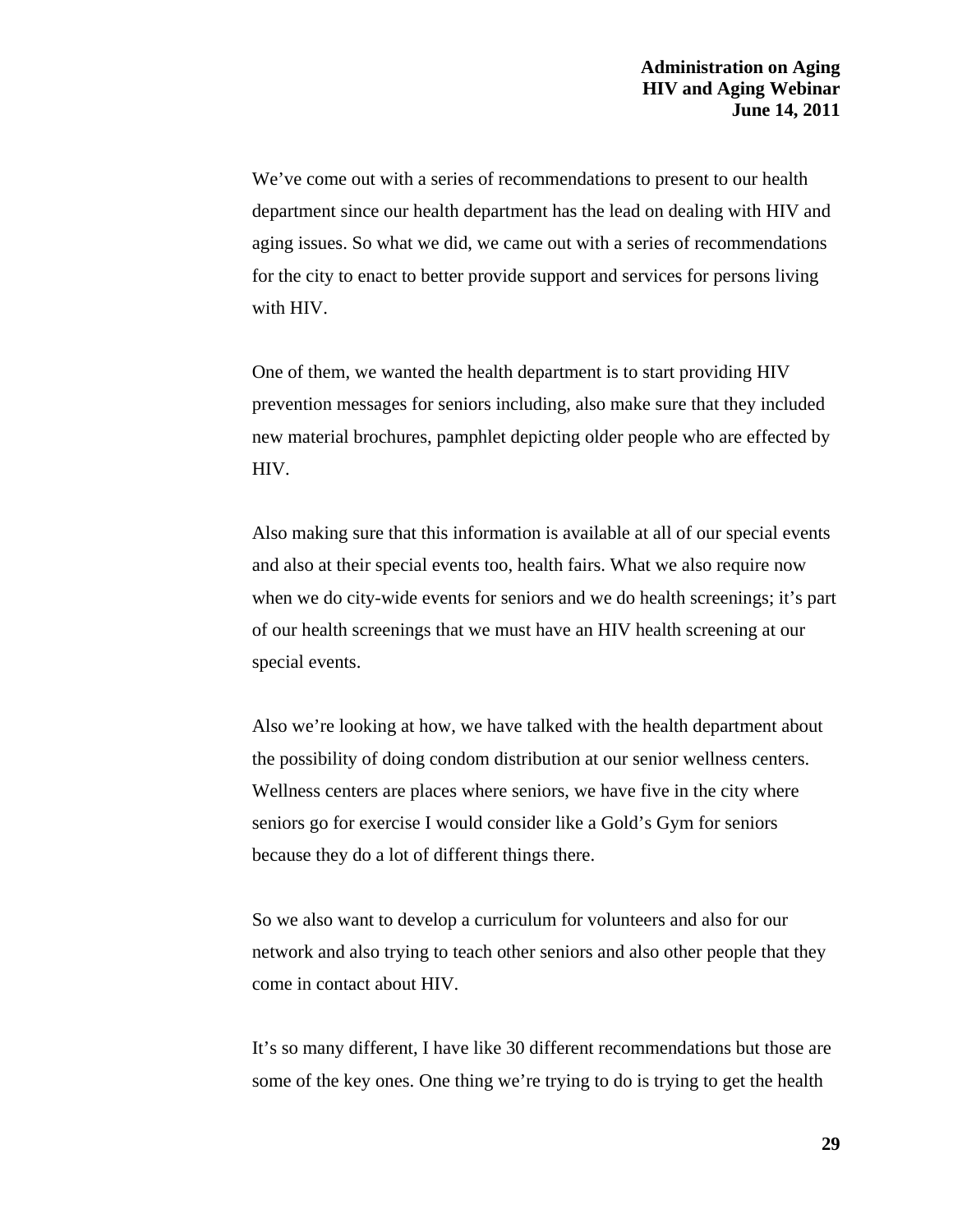We've come out with a series of recommendations to present to our health department since our health department has the lead on dealing with HIV and aging issues. So what we did, we came out with a series of recommendations for the city to enact to better provide support and services for persons living with HIV.

One of them, we wanted the health department is to start providing HIV prevention messages for seniors including, also make sure that they included new material brochures, pamphlet depicting older people who are effected by HIV.

Also making sure that this information is available at all of our special events and also at their special events too, health fairs. What we also require now when we do city-wide events for seniors and we do health screenings; it's part of our health screenings that we must have an HIV health screening at our special events.

Also we're looking at how, we have talked with the health department about the possibility of doing condom distribution at our senior wellness centers. Wellness centers are places where seniors, we have five in the city where seniors go for exercise I would consider like a Gold's Gym for seniors because they do a lot of different things there.

So we also want to develop a curriculum for volunteers and also for our network and also trying to teach other seniors and also other people that they come in contact about HIV.

It's so many different, I have like 30 different recommendations but those are some of the key ones. One thing we're trying to do is trying to get the health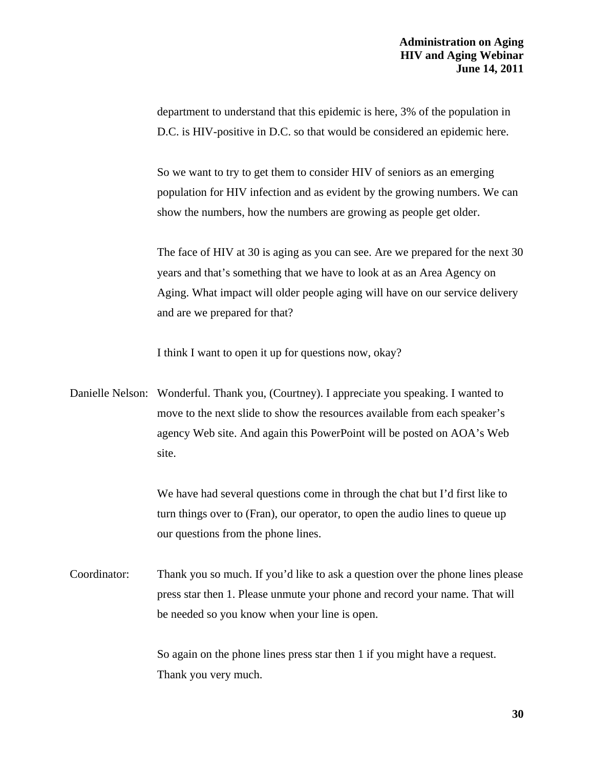department to understand that this epidemic is here, 3% of the population in D.C. is HIV-positive in D.C. so that would be considered an epidemic here.

So we want to try to get them to consider HIV of seniors as an emerging population for HIV infection and as evident by the growing numbers. We can show the numbers, how the numbers are growing as people get older.

The face of HIV at 30 is aging as you can see. Are we prepared for the next 30 years and that's something that we have to look at as an Area Agency on Aging. What impact will older people aging will have on our service delivery and are we prepared for that?

I think I want to open it up for questions now, okay?

Danielle Nelson: Wonderful. Thank you, (Courtney). I appreciate you speaking. I wanted to move to the next slide to show the resources available from each speaker's agency Web site. And again this PowerPoint will be posted on AOA's Web site.

We have had several questions come in through the chat but I'd first like to turn things over to (Fran), our operator, to open the audio lines to queue up our questions from the phone lines.

Coordinator: Thank you so much. If you'd like to ask a question over the phone lines please press star then 1. Please unmute your phone and record your name. That will be needed so you know when your line is open.

So again on the phone lines press star then 1 if you might have a request. Thank you very much.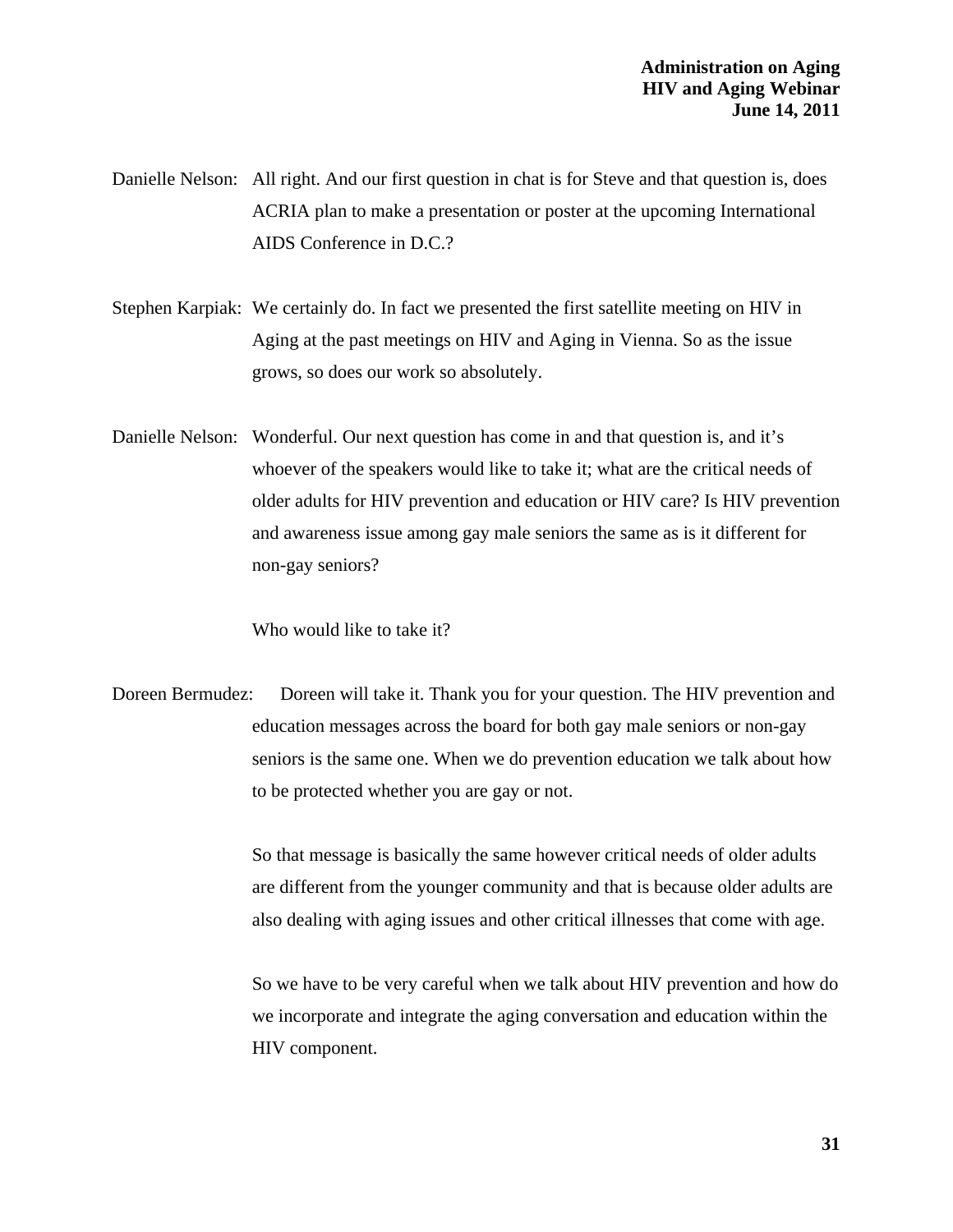Danielle Nelson: All right. And our first question in chat is for Steve and that question is, does ACRIA plan to make a presentation or poster at the upcoming International AIDS Conference in D.C.?

Stephen Karpiak: We certainly do. In fact we presented the first satellite meeting on HIV in Aging at the past meetings on HIV and Aging in Vienna. So as the issue grows, so does our work so absolutely.

Danielle Nelson: Wonderful. Our next question has come in and that question is, and it's whoever of the speakers would like to take it; what are the critical needs of older adults for HIV prevention and education or HIV care? Is HIV prevention and awareness issue among gay male seniors the same as is it different for non-gay seniors?

Who would like to take it?

Doreen Bermudez: Doreen will take it. Thank you for your question. The HIV prevention and education messages across the board for both gay male seniors or non-gay seniors is the same one. When we do prevention education we talk about how to be protected whether you are gay or not.

So that message is basically the same however critical needs of older adults are different from the younger community and that is because older adults are also dealing with aging issues and other critical illnesses that come with age.

So we have to be very careful when we talk about HIV prevention and how do we incorporate and integrate the aging conversation and education within the HIV component.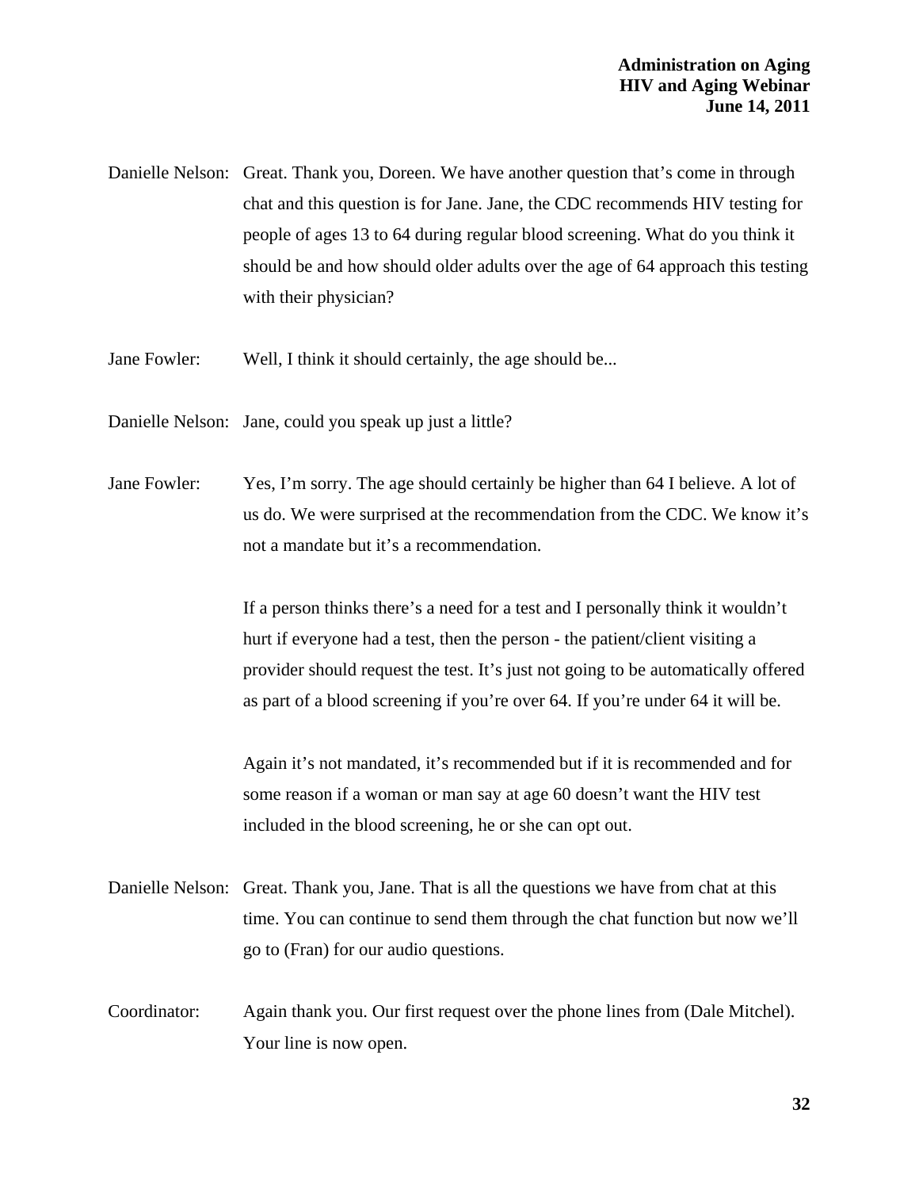Danielle Nelson: Great. Thank you, Doreen. We have another question that's come in through chat and this question is for Jane. Jane, the CDC recommends HIV testing for people of ages 13 to 64 during regular blood screening. What do you think it should be and how should older adults over the age of 64 approach this testing with their physician?

Jane Fowler: Well, I think it should certainly, the age should be...

Danielle Nelson: Jane, could you speak up just a little?

Jane Fowler: Yes, I'm sorry. The age should certainly be higher than 64 I believe. A lot of us do. We were surprised at the recommendation from the CDC. We know it's not a mandate but it's a recommendation.

If a person thinks there's a need for a test and I personally think it wouldn't hurt if everyone had a test, then the person - the patient/client visiting a provider should request the test. It's just not going to be automatically offered as part of a blood screening if you're over 64. If you're under 64 it will be.

Again it's not mandated, it's recommended but if it is recommended and for some reason if a woman or man say at age 60 doesn't want the HIV test included in the blood screening, he or she can opt out.

Danielle Nelson: Great. Thank you, Jane. That is all the questions we have from chat at this time. You can continue to send them through the chat function but now we'll go to (Fran) for our audio questions.

Coordinator: Again thank you. Our first request over the phone lines from (Dale Mitchel). Your line is now open.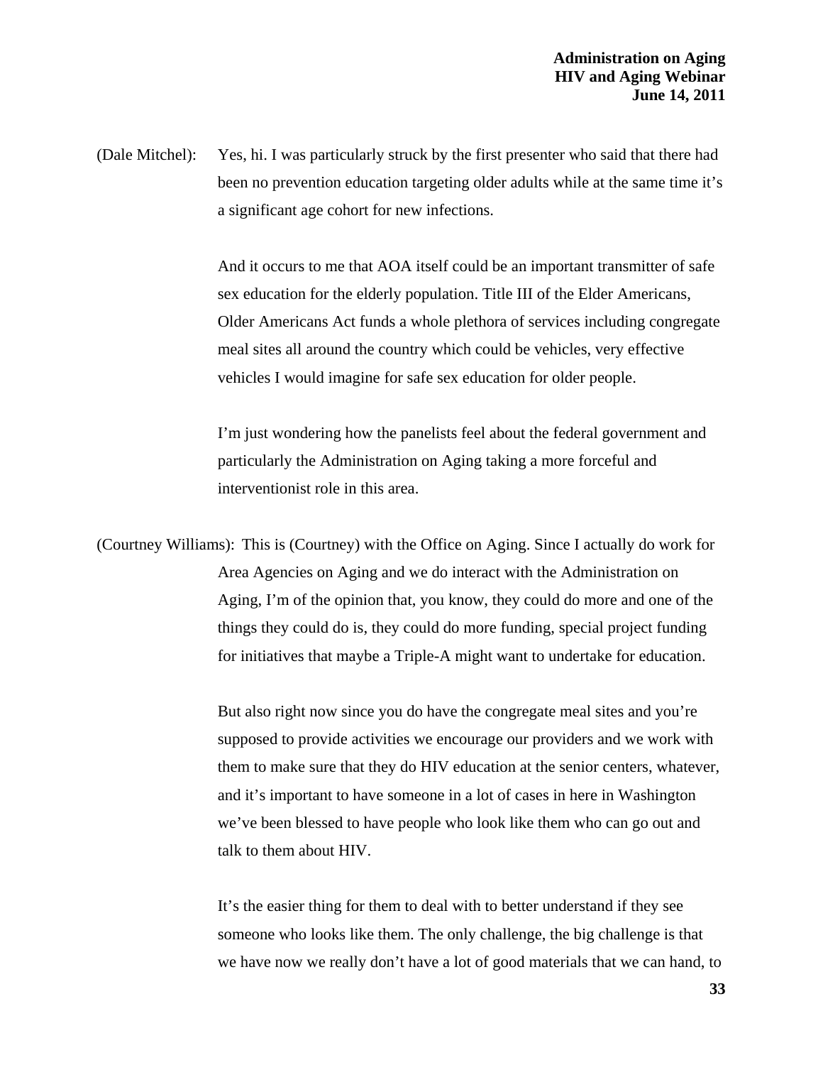(Dale Mitchel): Yes, hi. I was particularly struck by the first presenter who said that there had been no prevention education targeting older adults while at the same time it's a significant age cohort for new infections.

And it occurs to me that AOA itself could be an important transmitter of safe sex education for the elderly population. Title III of the Elder Americans, Older Americans Act funds a whole plethora of services including congregate meal sites all around the country which could be vehicles, very effective vehicles I would imagine for safe sex education for older people.

I'm just wondering how the panelists feel about the federal government and particularly the Administration on Aging taking a more forceful and interventionist role in this area.

(Courtney Williams): This is (Courtney) with the Office on Aging. Since I actually do work for Area Agencies on Aging and we do interact with the Administration on Aging, I'm of the opinion that, you know, they could do more and one of the things they could do is, they could do more funding, special project funding for initiatives that maybe a Triple-A might want to undertake for education.

But also right now since you do have the congregate meal sites and you're supposed to provide activities we encourage our providers and we work with them to make sure that they do HIV education at the senior centers, whatever, and it's important to have someone in a lot of cases in here in Washington we've been blessed to have people who look like them who can go out and talk to them about HIV.

It's the easier thing for them to deal with to better understand if they see someone who looks like them. The only challenge, the big challenge is that we have now we really don't have a lot of good materials that we can hand, to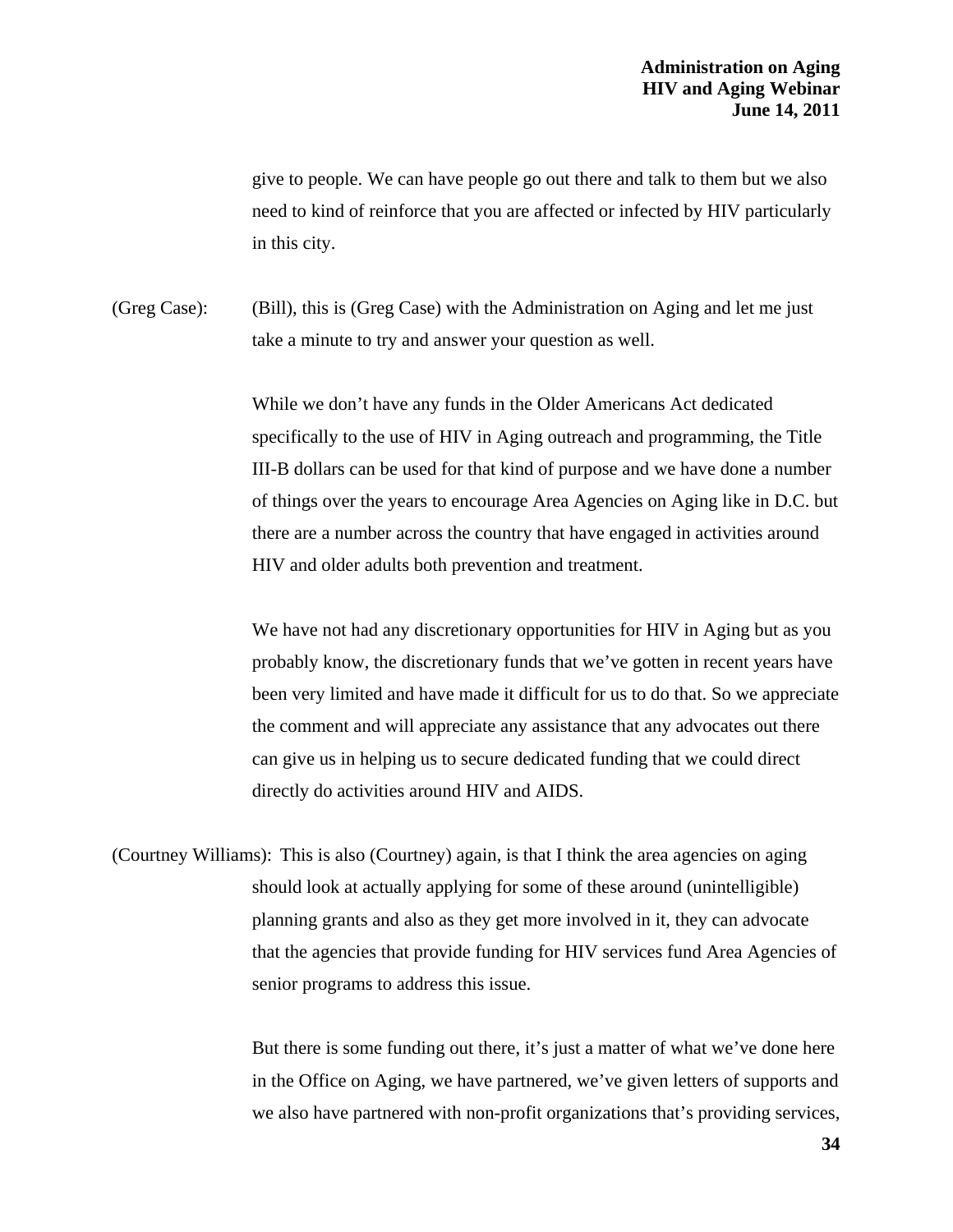give to people. We can have people go out there and talk to them but we also need to kind of reinforce that you are affected or infected by HIV particularly in this city.

(Greg Case): (Bill), this is (Greg Case) with the Administration on Aging and let me just take a minute to try and answer your question as well.

While we don't have any funds in the Older Americans Act dedicated specifically to the use of HIV in Aging outreach and programming, the Title III-B dollars can be used for that kind of purpose and we have done a number of things over the years to encourage Area Agencies on Aging like in D.C. but there are a number across the country that have engaged in activities around HIV and older adults both prevention and treatment.

We have not had any discretionary opportunities for HIV in Aging but as you probably know, the discretionary funds that we've gotten in recent years have been very limited and have made it difficult for us to do that. So we appreciate the comment and will appreciate any assistance that any advocates out there can give us in helping us to secure dedicated funding that we could direct directly do activities around HIV and AIDS.

(Courtney Williams): This is also (Courtney) again, is that I think the area agencies on aging should look at actually applying for some of these around (unintelligible) planning grants and also as they get more involved in it, they can advocate that the agencies that provide funding for HIV services fund Area Agencies of senior programs to address this issue.

But there is some funding out there, it's just a matter of what we've done here in the Office on Aging, we have partnered, we've given letters of supports and we also have partnered with non-profit organizations that's providing services,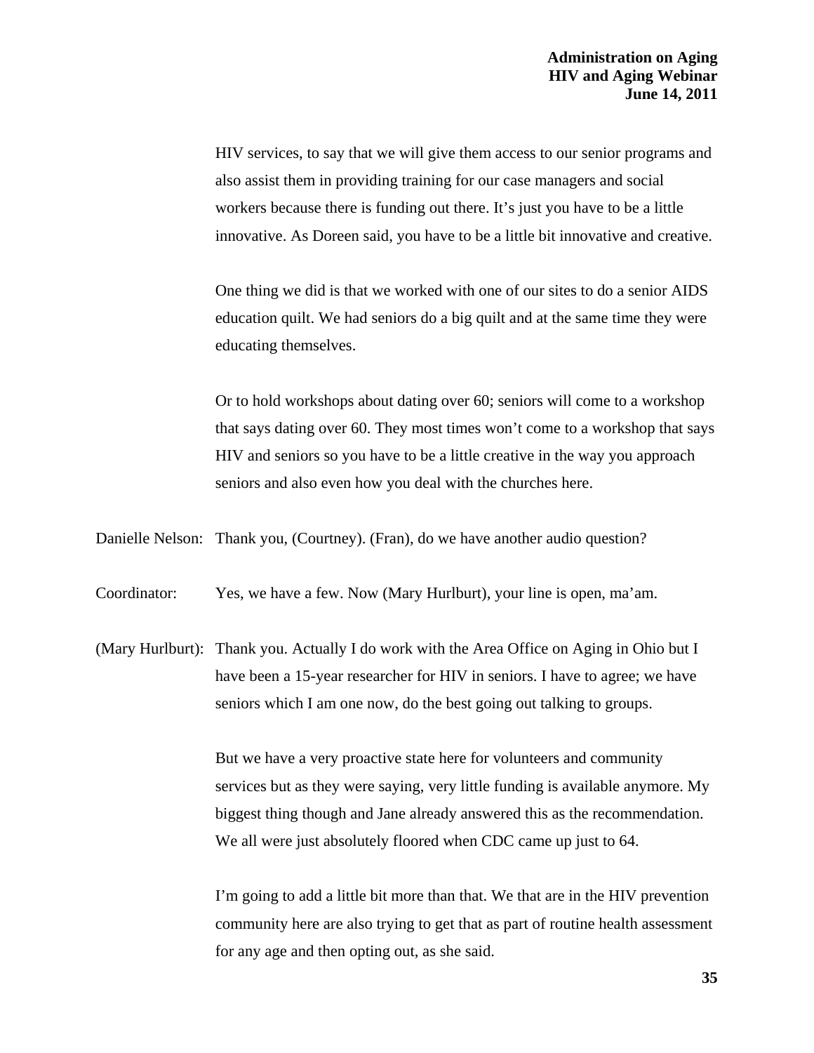HIV services, to say that we will give them access to our senior programs and also assist them in providing training for our case managers and social workers because there is funding out there. It's just you have to be a little innovative. As Doreen said, you have to be a little bit innovative and creative.

One thing we did is that we worked with one of our sites to do a senior AIDS education quilt. We had seniors do a big quilt and at the same time they were educating themselves.

Or to hold workshops about dating over 60; seniors will come to a workshop that says dating over 60. They most times won't come to a workshop that says HIV and seniors so you have to be a little creative in the way you approach seniors and also even how you deal with the churches here.

Danielle Nelson: Thank you, (Courtney). (Fran), do we have another audio question?

Coordinator: Yes, we have a few. Now (Mary Hurlburt), your line is open, ma'am.

(Mary Hurlburt): Thank you. Actually I do work with the Area Office on Aging in Ohio but I have been a 15-year researcher for HIV in seniors. I have to agree; we have seniors which I am one now, do the best going out talking to groups.

But we have a very proactive state here for volunteers and community services but as they were saying, very little funding is available anymore. My biggest thing though and Jane already answered this as the recommendation. We all were just absolutely floored when CDC came up just to 64.

I'm going to add a little bit more than that. We that are in the HIV prevention community here are also trying to get that as part of routine health assessment for any age and then opting out, as she said.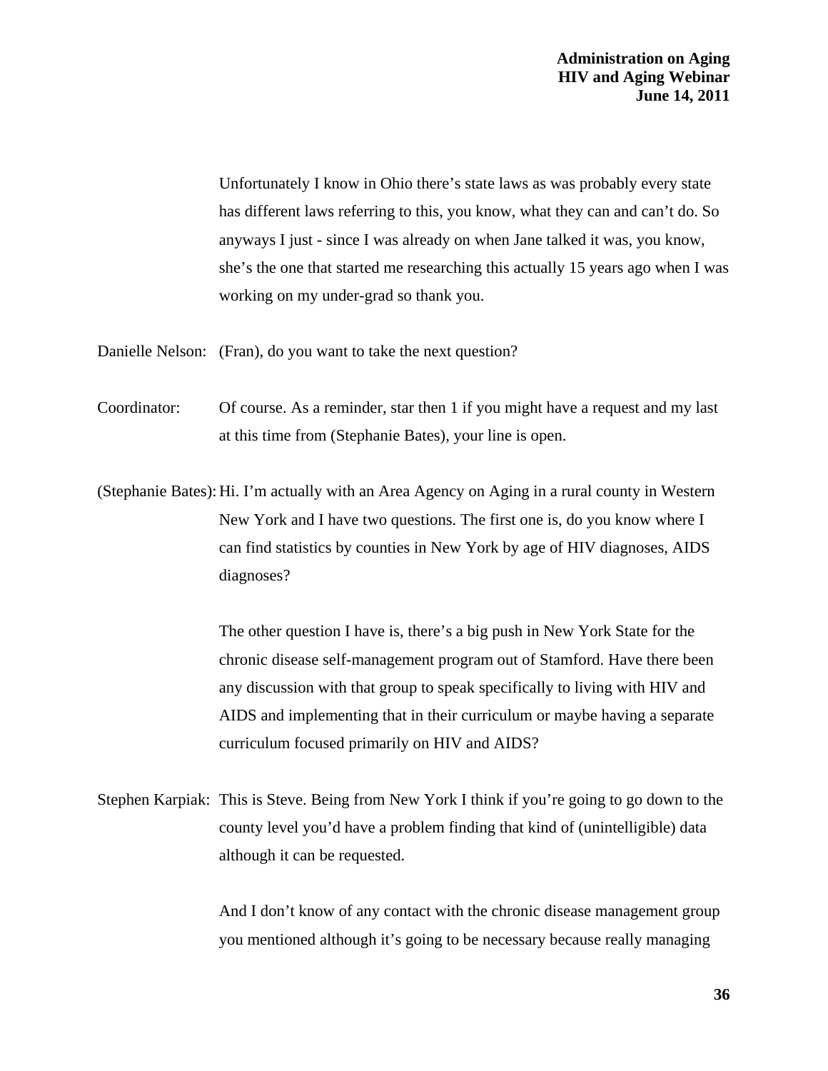Unfortunately I know in Ohio there's state laws as was probably every state has different laws referring to this, you know, what they can and can't do. So anyways I just - since I was already on when Jane talked it was, you know, she's the one that started me researching this actually 15 years ago when I was working on my under-grad so thank you.

Danielle Nelson: (Fran), do you want to take the next question?

Coordinator: Of course. As a reminder, star then 1 if you might have a request and my last at this time from (Stephanie Bates), your line is open.

(Stephanie Bates): Hi. I'm actually with an Area Agency on Aging in a rural county in Western New York and I have two questions. The first one is, do you know where I can find statistics by counties in New York by age of HIV diagnoses, AIDS diagnoses?

The other question I have is, there's a big push in New York State for the chronic disease self-management program out of Stamford. Have there been any discussion with that group to speak specifically to living with HIV and AIDS and implementing that in their curriculum or maybe having a separate curriculum focused primarily on HIV and AIDS?

Stephen Karpiak: This is Steve. Being from New York I think if you're going to go down to the county level you'd have a problem finding that kind of (unintelligible) data although it can be requested.

And I don't know of any contact with the chronic disease management group you mentioned although it's going to be necessary because really managing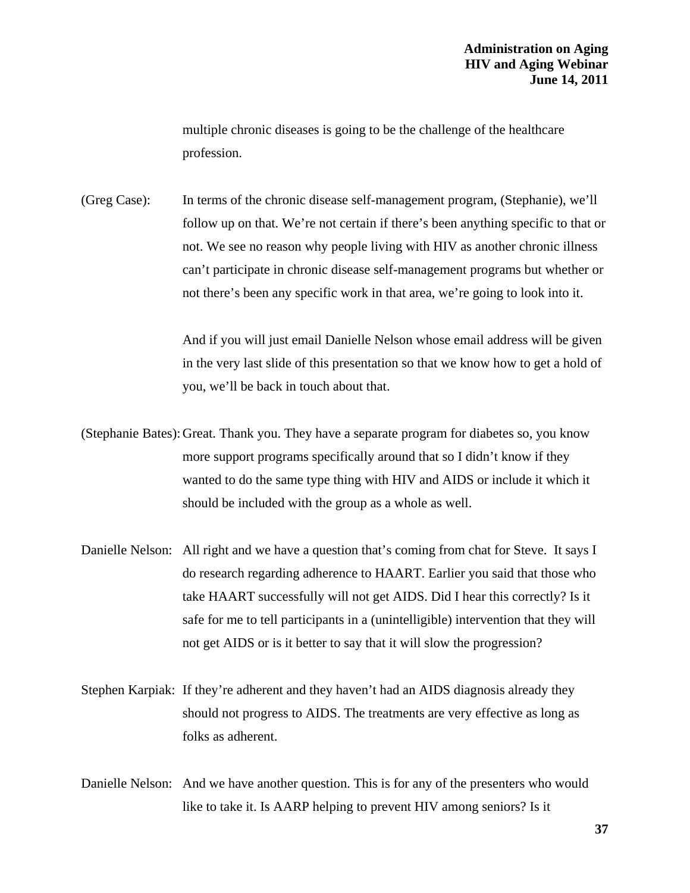multiple chronic diseases is going to be the challenge of the healthcare profession.

(Greg Case): In terms of the chronic disease self-management program, (Stephanie), we'll follow up on that. We're not certain if there's been anything specific to that or not. We see no reason why people living with HIV as another chronic illness can't participate in chronic disease self-management programs but whether or not there's been any specific work in that area, we're going to look into it.

And if you will just email Danielle Nelson whose email address will be given in the very last slide of this presentation so that we know how to get a hold of you, we'll be back in touch about that.

(Stephanie Bates): Great. Thank you. They have a separate program for diabetes so, you know more support programs specifically around that so I didn't know if they wanted to do the same type thing with HIV and AIDS or include it which it should be included with the group as a whole as well.

Danielle Nelson: All right and we have a question that's coming from chat for Steve. It says I do research regarding adherence to HAART. Earlier you said that those who take HAART successfully will not get AIDS. Did I hear this correctly? Is it safe for me to tell participants in a (unintelligible) intervention that they will not get AIDS or is it better to say that it will slow the progression?

Stephen Karpiak: If they're adherent and they haven't had an AIDS diagnosis already they should not progress to AIDS. The treatments are very effective as long as folks as adherent.

Danielle Nelson: And we have another question. This is for any of the presenters who would like to take it. Is AARP helping to prevent HIV among seniors? Is it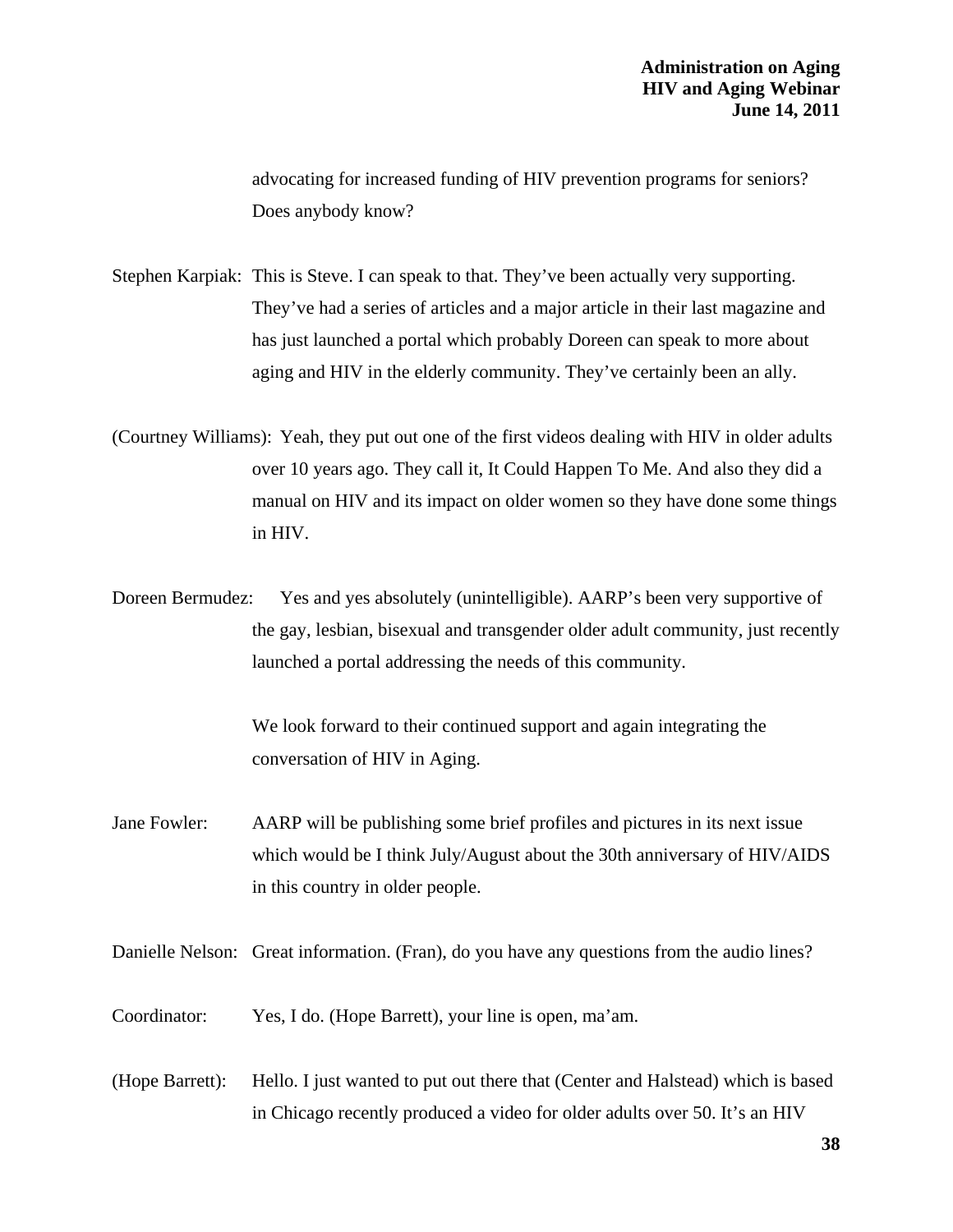advocating for increased funding of HIV prevention programs for seniors? Does anybody know?

Stephen Karpiak: This is Steve. I can speak to that. They've been actually very supporting. They've had a series of articles and a major article in their last magazine and has just launched a portal which probably Doreen can speak to more about aging and HIV in the elderly community. They've certainly been an ally.

(Courtney Williams): Yeah, they put out one of the first videos dealing with HIV in older adults over 10 years ago. They call it, It Could Happen To Me. And also they did a manual on HIV and its impact on older women so they have done some things in HIV.

Doreen Bermudez: Yes and yes absolutely (unintelligible). AARP's been very supportive of the gay, lesbian, bisexual and transgender older adult community, just recently launched a portal addressing the needs of this community.

We look forward to their continued support and again integrating the conversation of HIV in Aging.

Jane Fowler: AARP will be publishing some brief profiles and pictures in its next issue which would be I think July/August about the 30th anniversary of HIV/AIDS in this country in older people.

Danielle Nelson: Great information. (Fran), do you have any questions from the audio lines?

Coordinator: Yes, I do. (Hope Barrett), your line is open, ma'am.

(Hope Barrett): Hello. I just wanted to put out there that (Center and Halstead) which is based in Chicago recently produced a video for older adults over 50. It's an HIV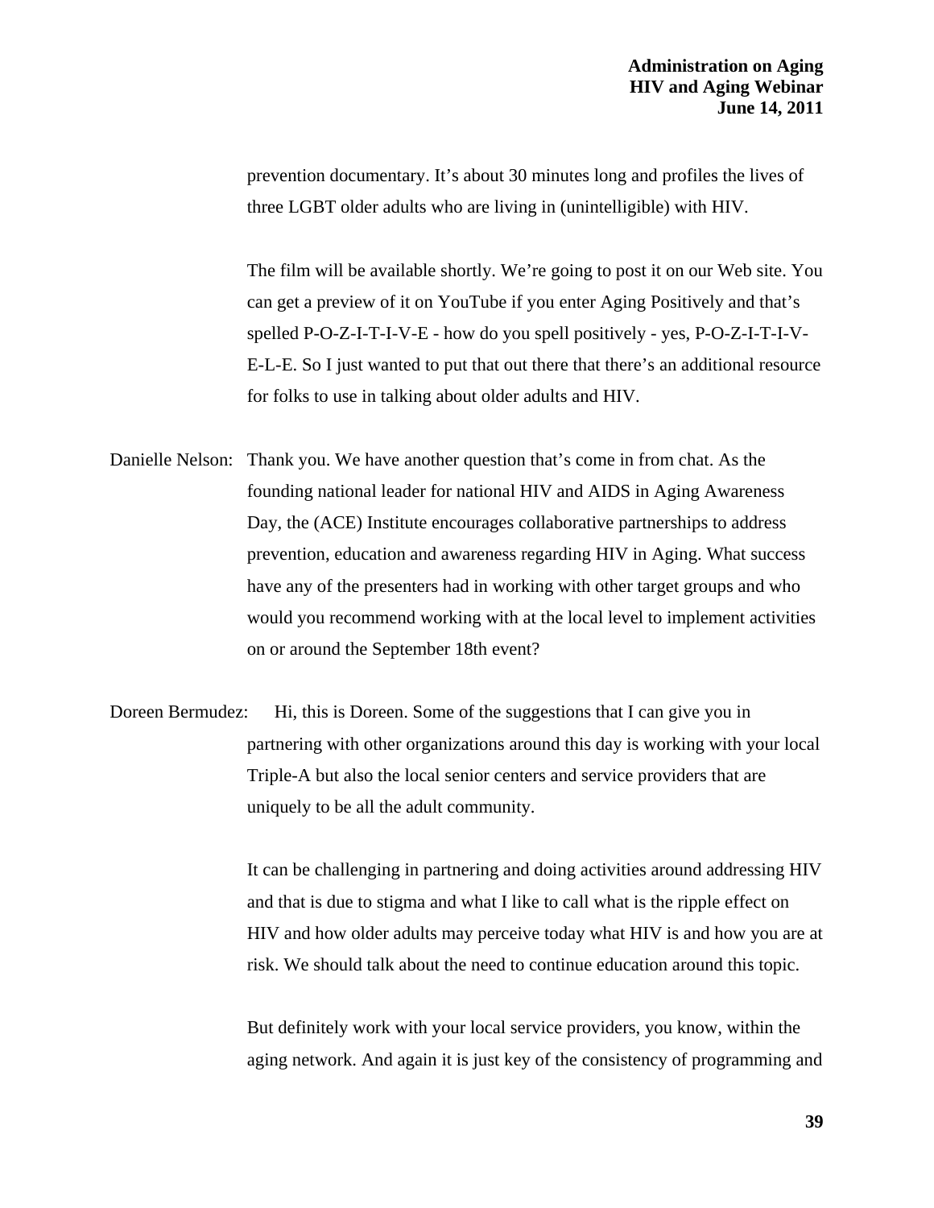prevention documentary. It's about 30 minutes long and profiles the lives of three LGBT older adults who are living in (unintelligible) with HIV.

The film will be available shortly. We're going to post it on our Web site. You can get a preview of it on YouTube if you enter Aging Positively and that's spelled P-O-Z-I-T-I-V-E - how do you spell positively - yes, P-O-Z-I-T-I-V-E-L-E. So I just wanted to put that out there that there's an additional resource for folks to use in talking about older adults and HIV.

Danielle Nelson: Thank you. We have another question that's come in from chat. As the founding national leader for national HIV and AIDS in Aging Awareness Day, the (ACE) Institute encourages collaborative partnerships to address prevention, education and awareness regarding HIV in Aging. What success have any of the presenters had in working with other target groups and who would you recommend working with at the local level to implement activities on or around the September 18th event?

Doreen Bermudez: Hi, this is Doreen. Some of the suggestions that I can give you in partnering with other organizations around this day is working with your local Triple-A but also the local senior centers and service providers that are uniquely to be all the adult community.

It can be challenging in partnering and doing activities around addressing HIV and that is due to stigma and what I like to call what is the ripple effect on HIV and how older adults may perceive today what HIV is and how you are at risk. We should talk about the need to continue education around this topic.

But definitely work with your local service providers, you know, within the aging network. And again it is just key of the consistency of programming and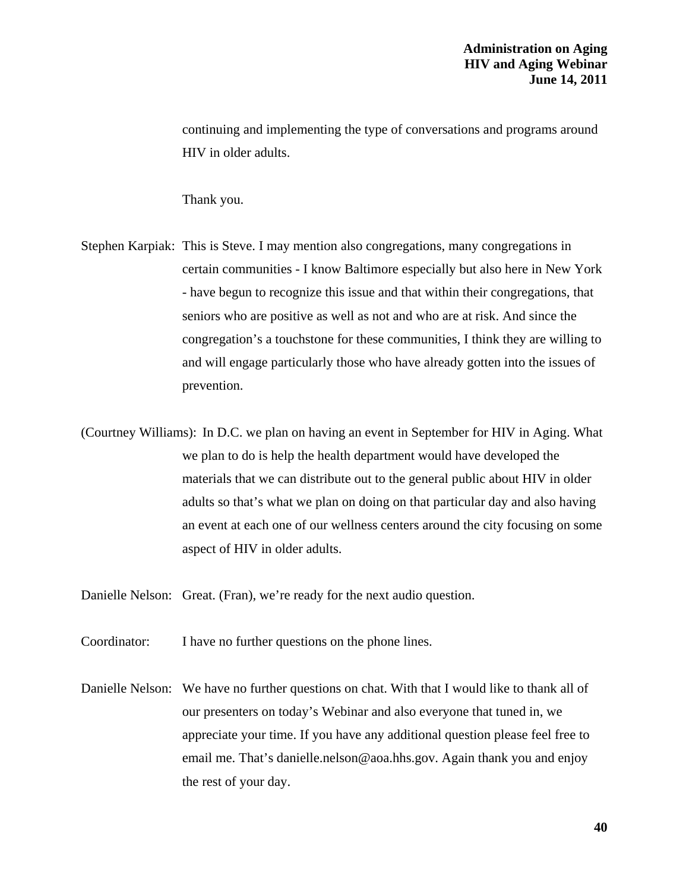continuing and implementing the type of conversations and programs around HIV in older adults.

Thank you.

Stephen Karpiak: This is Steve. I may mention also congregations, many congregations in certain communities - I know Baltimore especially but also here in New York - have begun to recognize this issue and that within their congregations, that seniors who are positive as well as not and who are at risk. And since the congregation's a touchstone for these communities, I think they are willing to and will engage particularly those who have already gotten into the issues of prevention.

(Courtney Williams): In D.C. we plan on having an event in September for HIV in Aging. What we plan to do is help the health department would have developed the materials that we can distribute out to the general public about HIV in older adults so that's what we plan on doing on that particular day and also having an event at each one of our wellness centers around the city focusing on some aspect of HIV in older adults.

Danielle Nelson: Great. (Fran), we're ready for the next audio question.

Coordinator: I have no further questions on the phone lines.

Danielle Nelson: We have no further questions on chat. With that I would like to thank all of our presenters on today's Webinar and also everyone that tuned in, we appreciate your time. If you have any additional question please feel free to email me. That's danielle.nelson@aoa.hhs.gov. Again thank you and enjoy the rest of your day.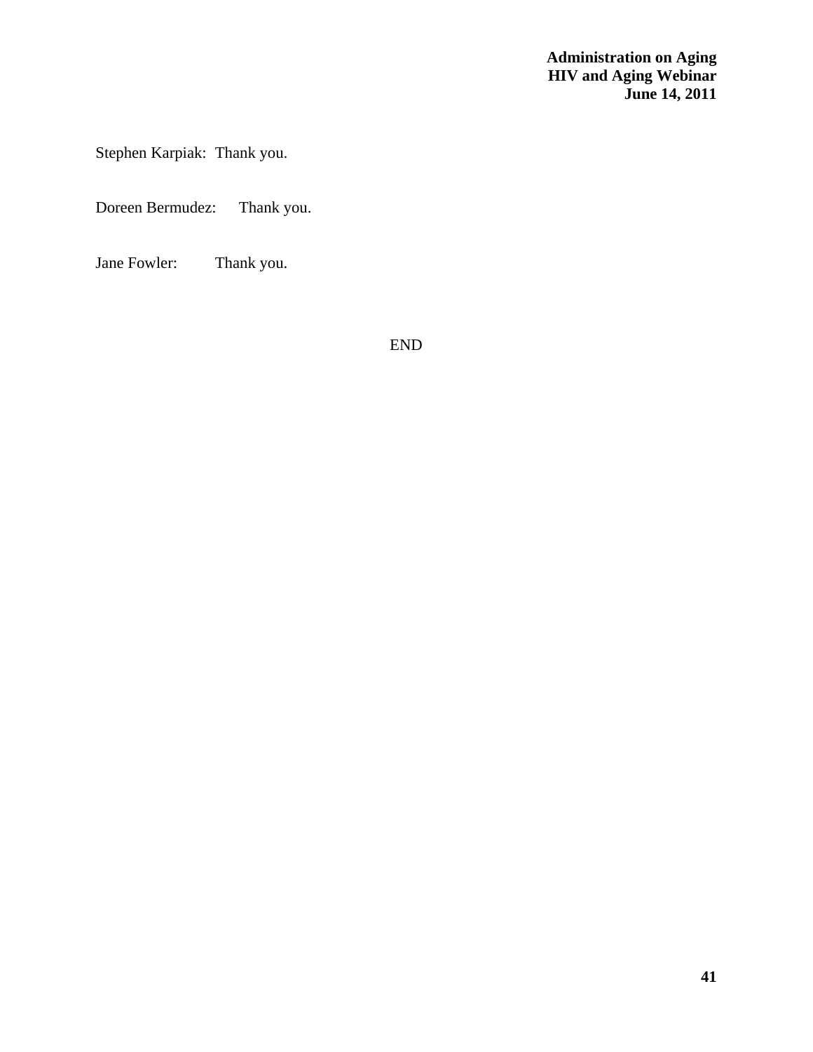Stephen Karpiak: Thank you.

Doreen Bermudez: Thank you.

Jane Fowler: Thank you.

END